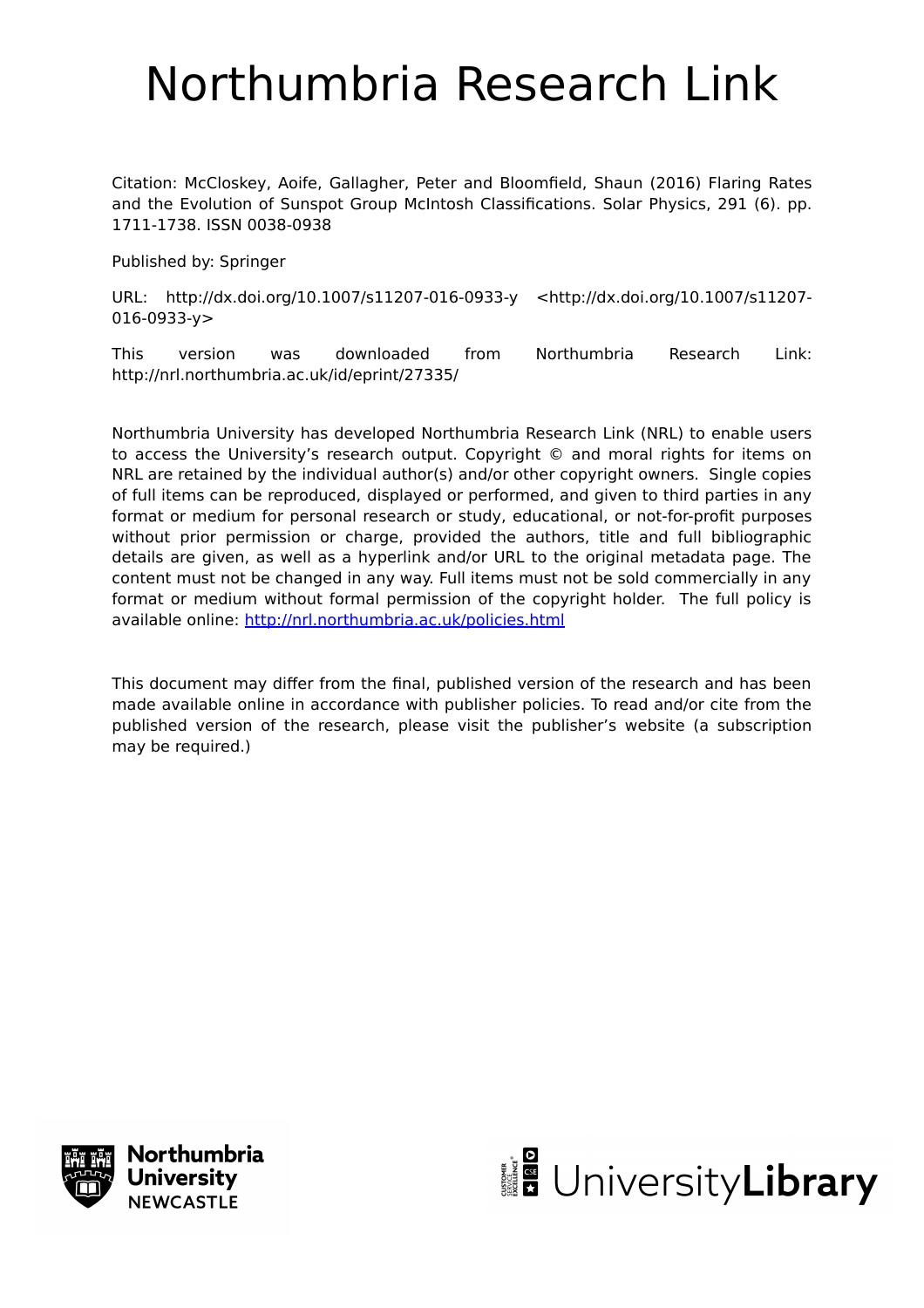# Northumbria Research Link

Citation: McCloskey, Aoife, Gallagher, Peter and Bloomfield, Shaun (2016) Flaring Rates and the Evolution of Sunspot Group McIntosh Classifications. Solar Physics, 291 (6). pp. 1711-1738. ISSN 0038-0938

Published by: Springer

URL: http://dx.doi.org/10.1007/s11207-016-0933-y <http://dx.doi.org/10.1007/s11207-016-0933-y>

This version was downloaded from Northumbria Research Link: http://nrl.northumbria.ac.uk/id/eprint/27335/

Northumbria University has developed Northumbria Research Link (NRL) to enable users to access the University's research output. Copyright © and moral rights for items on NRL are retained by the individual author(s) and/or other copyright owners. Single copies of full items can be reproduced, displayed or performed, and given to third parties in any format or medium for personal research or study, educational, or not-for-profit purposes without prior permission or charge, provided the authors, title and full bibliographic details are given, as well as a hyperlink and/or URL to the original metadata page. The content must not be changed in any way. Full items must not be sold commercially in any format or medium without formal permission of the copyright holder. The full policy is available online: http://nrl.northumbria.ac.uk/policies.html

This document may differ from the final, published version of the research and has been made available online in accordance with publisher policies. To read and/or cite from the published version of the research, please visit the publisher's website (a subscription may be required.)

Northumbria University NEWCASTLE

UniversityLibrary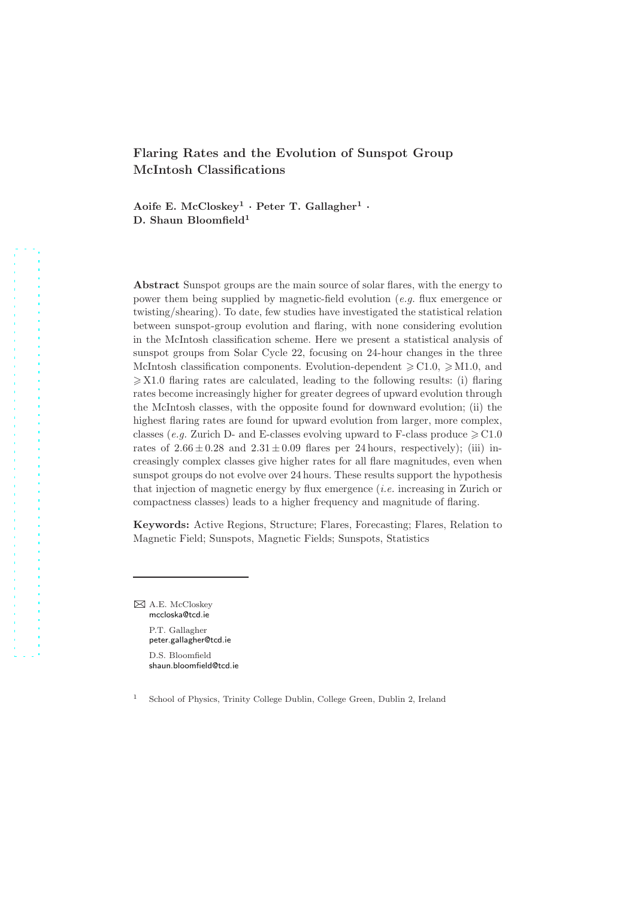# Flaring Rates and the Evolution of Sunspot Group McIntosh Classifications

**Aoife E. McCloskey[1] · Peter T. Gallagher[1] · D. Shaun Bloomfield[1]**

**Abstract** Sunspot groups are the main source of solar flares, with the energy to power them being supplied by magnetic-field evolution (*e.g.* flux emergence or twisting/shearing). To date, few studies have investigated the statistical relation between sunspot-group evolution and flaring, with none considering evolution in the McIntosh classification scheme. Here we present a statistical analysis of sunspot groups from Solar Cycle 22, focusing on 24-hour changes in the three McIntosh classification components. Evolution-dependent $\geqslant$C1.0, $\geqslant$M1.0, and $\geqslant$X1.0 flaring rates are calculated, leading to the following results: (i) flaring rates become increasingly higher for greater degrees of upward evolution through the McIntosh classes, with the opposite found for downward evolution; (ii) the highest flaring rates are found for upward evolution from larger, more complex, classes (*e.g.* Zurich D- and E-classes evolving upward to F-class produce $\geqslant$C1.0 rates of $2.66 \pm 0.28$ and $2.31 \pm 0.09$ flares per 24 hours, respectively); (iii) increasingly complex classes give higher rates for all flare magnitudes, even when sunspot groups do not evolve over 24 hours. These results support the hypothesis that injection of magnetic energy by flux emergence (*i.e.* increasing in Zurich or compactness classes) leads to a higher frequency and magnitude of flaring.

**Keywords:** Active Regions, Structure; Flares, Forecasting; Flares, Relation to Magnetic Field; Sunspots, Magnetic Fields; Sunspots, Statistics

---

✉ A.E. McCloskey
mccloska@tcd.ie

P.T. Gallagher
peter.gallagher@tcd.ie

D.S. Bloomfield
shaun.bloomfield@tcd.ie

[1] School of Physics, Trinity College Dublin, College Green, Dublin 2, Ireland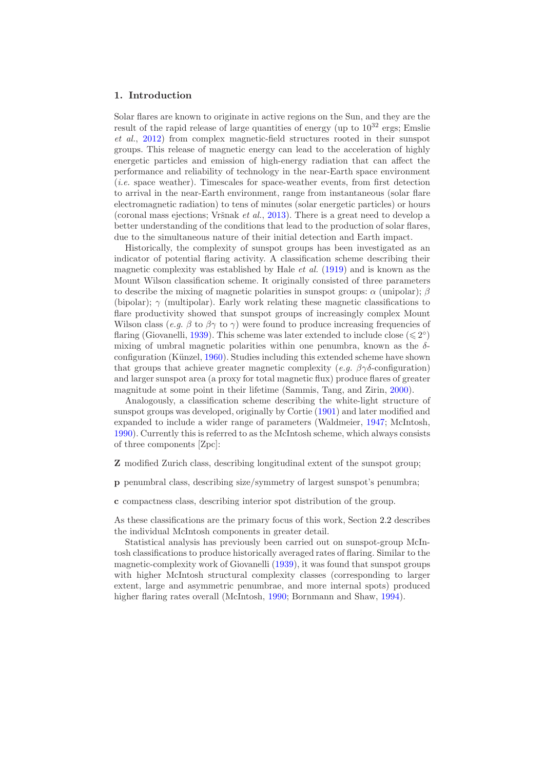## 1. Introduction

Solar flares are known to originate in active regions on the Sun, and they are the result of the rapid release of large quantities of energy (up to $10^{32}$ ergs; Emslie *et al.*, 2012) from complex magnetic-field structures rooted in their sunspot groups. This release of magnetic energy can lead to the acceleration of highly energetic particles and emission of high-energy radiation that can affect the performance and reliability of technology in the near-Earth space environment (*i.e.* space weather). Timescales for space-weather events, from first detection to arrival in the near-Earth environment, range from instantaneous (solar flare electromagnetic radiation) to tens of minutes (solar energetic particles) or hours (coronal mass ejections; Vršnak *et al.*, 2013). There is a great need to develop a better understanding of the conditions that lead to the production of solar flares, due to the simultaneous nature of their initial detection and Earth impact.

Historically, the complexity of sunspot groups has been investigated as an indicator of potential flaring activity. A classification scheme describing their magnetic complexity was established by Hale *et al.* (1919) and is known as the Mount Wilson classification scheme. It originally consisted of three parameters to describe the mixing of magnetic polarities in sunspot groups: $\alpha$ (unipolar); $\beta$ (bipolar); $\gamma$ (multipolar). Early work relating these magnetic classifications to flare productivity showed that sunspot groups of increasingly complex Mount Wilson class (*e.g.* $\beta$ to $\beta\gamma$ to $\gamma$) were found to produce increasing frequencies of flaring (Giovanelli, 1939). This scheme was later extended to include close ($\leqslant 2^{\circ}$) mixing of umbral magnetic polarities within one penumbra, known as the $\delta$-configuration (Künzel, 1960). Studies including this extended scheme have shown that groups that achieve greater magnetic complexity (*e.g.* $\beta\gamma\delta$-configuration) and larger sunspot area (a proxy for total magnetic flux) produce flares of greater magnitude at some point in their lifetime (Sammis, Tang, and Zirin, 2000).

Analogously, a classification scheme describing the white-light structure of sunspot groups was developed, originally by Cortie (1901) and later modified and expanded to include a wider range of parameters (Waldmeier, 1947; McIntosh, 1990). Currently this is referred to as the McIntosh scheme, which always consists of three components [Zpc]:

**Z** modified Zurich class, describing longitudinal extent of the sunspot group;

**p** penumbral class, describing size/symmetry of largest sunspot's penumbra;

**c** compactness class, describing interior spot distribution of the group.

As these classifications are the primary focus of this work, Section 2.2 describes the individual McIntosh components in greater detail.

Statistical analysis has previously been carried out on sunspot-group McIntosh classifications to produce historically averaged rates of flaring. Similar to the magnetic-complexity work of Giovanelli (1939), it was found that sunspot groups with higher McIntosh structural complexity classes (corresponding to larger extent, large and asymmetric penumbrae, and more internal spots) produced higher flaring rates overall (McIntosh, 1990; Bornmann and Shaw, 1994).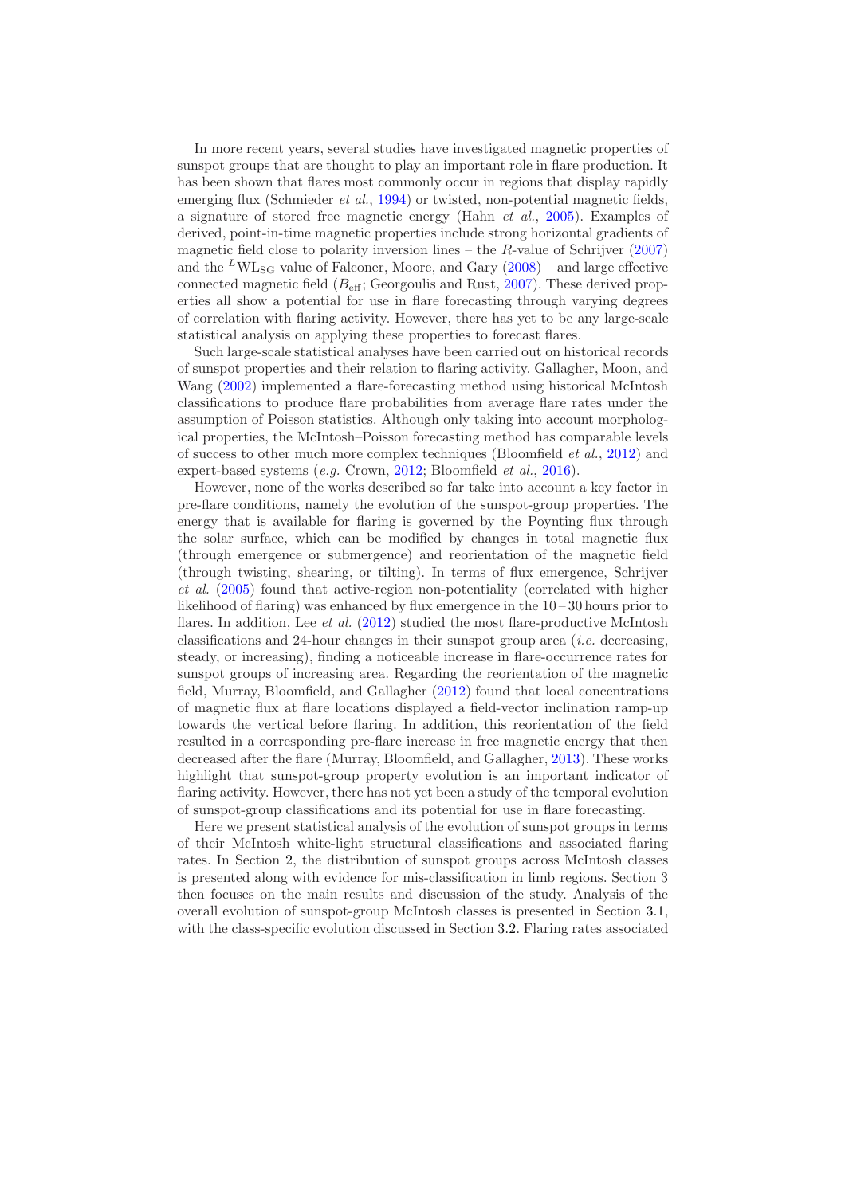In more recent years, several studies have investigated magnetic properties of sunspot groups that are thought to play an important role in flare production. It has been shown that flares most commonly occur in regions that display rapidly emerging flux (Schmieder *et al.*, 1994) or twisted, non-potential magnetic fields, a signature of stored free magnetic energy (Hahn *et al.*, 2005). Examples of derived, point-in-time magnetic properties include strong horizontal gradients of magnetic field close to polarity inversion lines – the $R$-value of Schrijver (2007) and the ${}^{L}\mathrm{WL}_{\mathrm{SG}}$ value of Falconer, Moore, and Gary (2008) – and large effective connected magnetic field ($B_{\mathrm{eff}}$; Georgoulis and Rust, 2007). These derived properties all show a potential for use in flare forecasting through varying degrees of correlation with flaring activity. However, there has yet to be any large-scale statistical analysis on applying these properties to forecast flares.

Such large-scale statistical analyses have been carried out on historical records of sunspot properties and their relation to flaring activity. Gallagher, Moon, and Wang (2002) implemented a flare-forecasting method using historical McIntosh classifications to produce flare probabilities from average flare rates under the assumption of Poisson statistics. Although only taking into account morphological properties, the McIntosh–Poisson forecasting method has comparable levels of success to other much more complex techniques (Bloomfield *et al.*, 2012) and expert-based systems (*e.g.* Crown, 2012; Bloomfield *et al.*, 2016).

However, none of the works described so far take into account a key factor in pre-flare conditions, namely the evolution of the sunspot-group properties. The energy that is available for flaring is governed by the Poynting flux through the solar surface, which can be modified by changes in total magnetic flux (through emergence or submergence) and reorientation of the magnetic field (through twisting, shearing, or tilting). In terms of flux emergence, Schrijver *et al.* (2005) found that active-region non-potentiality (correlated with higher likelihood of flaring) was enhanced by flux emergence in the 10 – 30 hours prior to flares. In addition, Lee *et al.* (2012) studied the most flare-productive McIntosh classifications and 24-hour changes in their sunspot group area (*i.e.* decreasing, steady, or increasing), finding a noticeable increase in flare-occurrence rates for sunspot groups of increasing area. Regarding the reorientation of the magnetic field, Murray, Bloomfield, and Gallagher (2012) found that local concentrations of magnetic flux at flare locations displayed a field-vector inclination ramp-up towards the vertical before flaring. In addition, this reorientation of the field resulted in a corresponding pre-flare increase in free magnetic energy that then decreased after the flare (Murray, Bloomfield, and Gallagher, 2013). These works highlight that sunspot-group property evolution is an important indicator of flaring activity. However, there has not yet been a study of the temporal evolution of sunspot-group classifications and its potential for use in flare forecasting.

Here we present statistical analysis of the evolution of sunspot groups in terms of their McIntosh white-light structural classifications and associated flaring rates. In Section 2, the distribution of sunspot groups across McIntosh classes is presented along with evidence for mis-classification in limb regions. Section 3 then focuses on the main results and discussion of the study. Analysis of the overall evolution of sunspot-group McIntosh classes is presented in Section 3.1, with the class-specific evolution discussed in Section 3.2. Flaring rates associated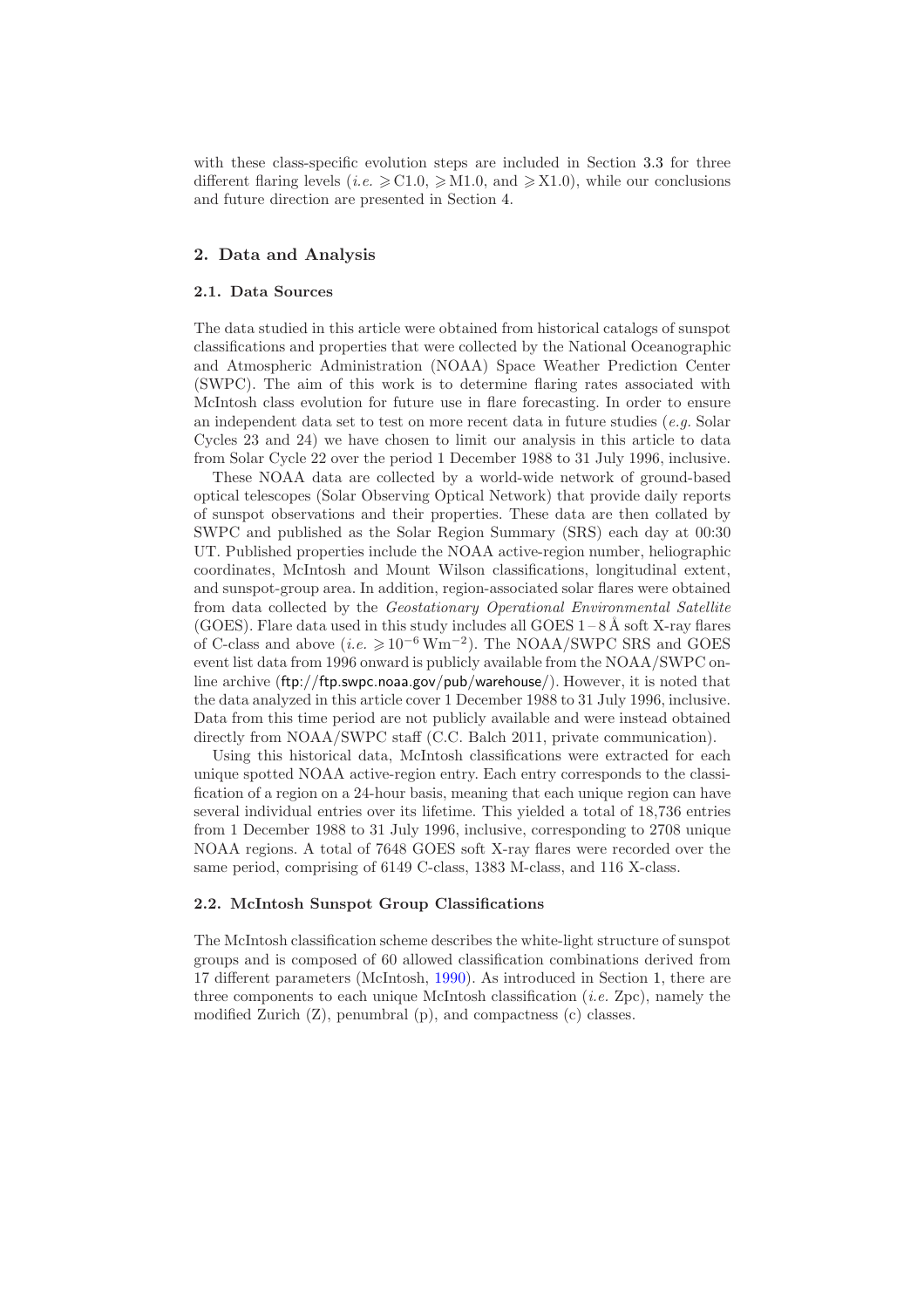with these class-specific evolution steps are included in Section 3.3 for three different flaring levels (*i.e.* $\geqslant$C1.0, $\geqslant$M1.0, and $\geqslant$X1.0), while our conclusions and future direction are presented in Section 4.

## 2. Data and Analysis

### 2.1. Data Sources

The data studied in this article were obtained from historical catalogs of sunspot classifications and properties that were collected by the National Oceanographic and Atmospheric Administration (NOAA) Space Weather Prediction Center (SWPC). The aim of this work is to determine flaring rates associated with McIntosh class evolution for future use in flare forecasting. In order to ensure an independent data set to test on more recent data in future studies (*e.g.* Solar Cycles 23 and 24) we have chosen to limit our analysis in this article to data from Solar Cycle 22 over the period 1 December 1988 to 31 July 1996, inclusive.

These NOAA data are collected by a world-wide network of ground-based optical telescopes (Solar Observing Optical Network) that provide daily reports of sunspot observations and their properties. These data are then collated by SWPC and published as the Solar Region Summary (SRS) each day at 00:30 UT. Published properties include the NOAA active-region number, heliographic coordinates, McIntosh and Mount Wilson classifications, longitudinal extent, and sunspot-group area. In addition, region-associated solar flares were obtained from data collected by the *Geostationary Operational Environmental Satellite* (GOES). Flare data used in this study includes all GOES 1 – 8 Å soft X-ray flares of C-class and above (*i.e.* $\geqslant 10^{-6}\,\mathrm{Wm}^{-2}$). The NOAA/SWPC SRS and GOES event list data from 1996 onward is publicly available from the NOAA/SWPC online archive (ftp://ftp.swpc.noaa.gov/pub/warehouse/). However, it is noted that the data analyzed in this article cover 1 December 1988 to 31 July 1996, inclusive. Data from this time period are not publicly available and were instead obtained directly from NOAA/SWPC staff (C.C. Balch 2011, private communication).

Using this historical data, McIntosh classifications were extracted for each unique spotted NOAA active-region entry. Each entry corresponds to the classification of a region on a 24-hour basis, meaning that each unique region can have several individual entries over its lifetime. This yielded a total of 18,736 entries from 1 December 1988 to 31 July 1996, inclusive, corresponding to 2708 unique NOAA regions. A total of 7648 GOES soft X-ray flares were recorded over the same period, comprising of 6149 C-class, 1383 M-class, and 116 X-class.

### 2.2. McIntosh Sunspot Group Classifications

The McIntosh classification scheme describes the white-light structure of sunspot groups and is composed of 60 allowed classification combinations derived from 17 different parameters (McIntosh, 1990). As introduced in Section 1, there are three components to each unique McIntosh classification (*i.e.* Zpc), namely the modified Zurich (Z), penumbral (p), and compactness (c) classes.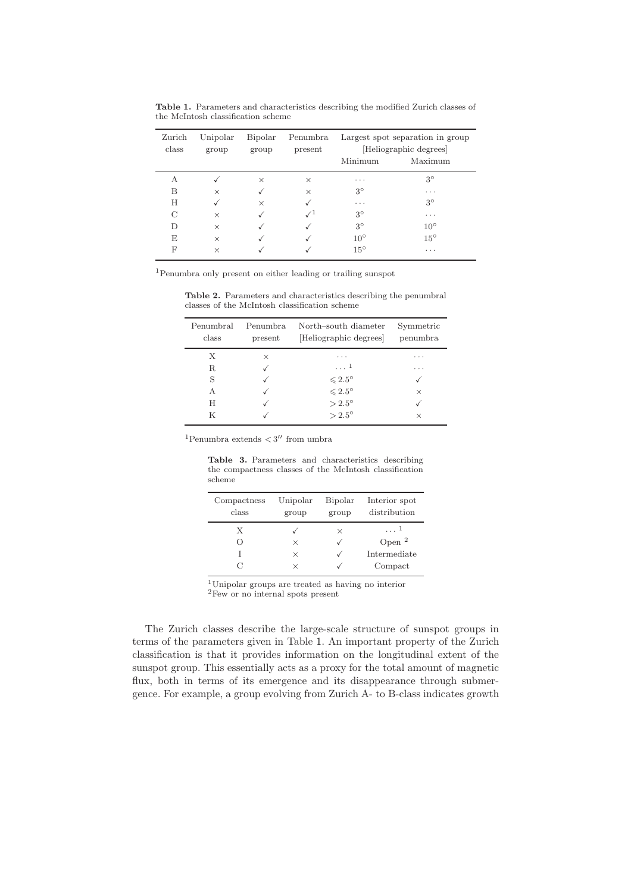**Table 1.** Parameters and characteristics describing the modified Zurich classes of the McIntosh classification scheme

| Zurich class | Unipolar group | Bipolar group | Penumbra present | Largest spot separation in group [Heliographic degrees] | |
|---|---|---|---|---|---|
| | | | | Minimum | Maximum |
| A | ✓ | × | × | ... | 3° |
| B | × | ✓ | × | 3° | ... |
| H | ✓ | × | ✓ | ... | 3° |
| C | × | ✓ | ✓[1] | 3° | ... |
| D | × | ✓ | ✓ | 3° | 10° |
| E | × | ✓ | ✓ | 10° | 15° |
| F | × | ✓ | ✓ | 15° | ... |

[1]Penumbra only present on either leading or trailing sunspot

**Table 2.** Parameters and characteristics describing the penumbral classes of the McIntosh classification scheme

| Penumbral class | Penumbra present | North–south diameter [Heliographic degrees] | Symmetric penumbra |
|---|---|---|---|
| X | × | ... | ... |
| R | ✓ | ...[1] | ... |
| S | ✓ | $\leqslant 2.5°$ | ✓ |
| A | ✓ | $\leqslant 2.5°$ | × |
| H | ✓ | $> 2.5°$ | ✓ |
| K | ✓ | $> 2.5°$ | × |

[1]Penumbra extends $< 3''$ from umbra

**Table 3.** Parameters and characteristics describing the compactness classes of the McIntosh classification scheme

| Compactness class | Unipolar group | Bipolar group | Interior spot distribution |
|---|---|---|---|
| X | ✓ | × | ...[1] |
| O | × | ✓ | Open [2] |
| I | × | ✓ | Intermediate |
| C | × | ✓ | Compact |

[1]Unipolar groups are treated as having no interior
[2]Few or no internal spots present

The Zurich classes describe the large-scale structure of sunspot groups in terms of the parameters given in Table 1. An important property of the Zurich classification is that it provides information on the longitudinal extent of the sunspot group. This essentially acts as a proxy for the total amount of magnetic flux, both in terms of its emergence and its disappearance through submergence. For example, a group evolving from Zurich A- to B-class indicates growth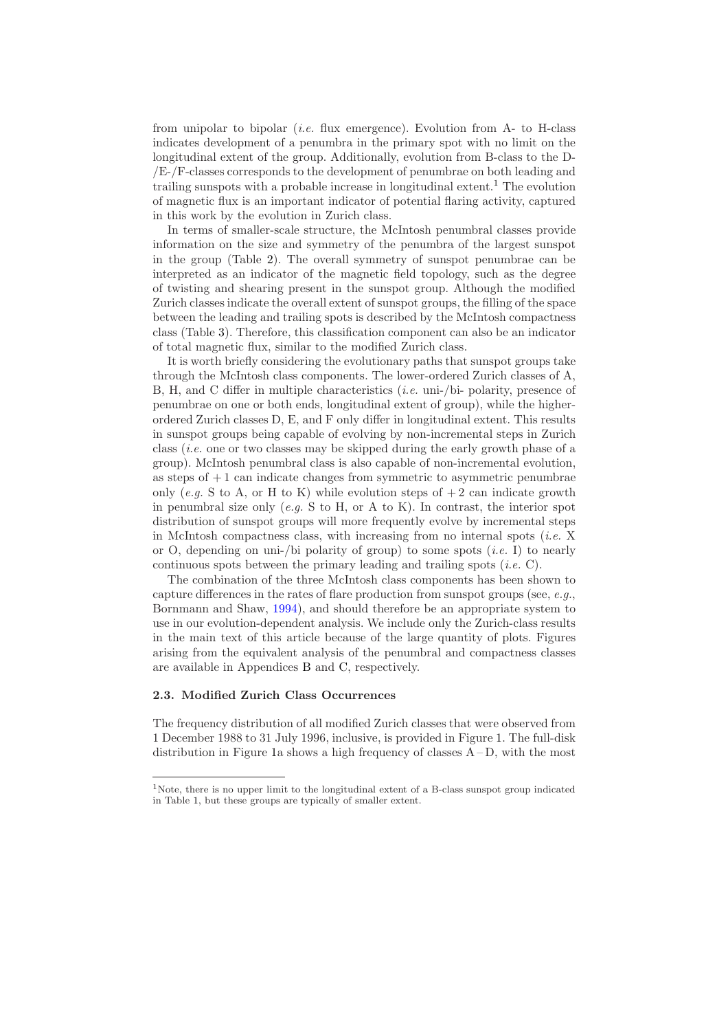from unipolar to bipolar (*i.e.* flux emergence). Evolution from A- to H-class indicates development of a penumbra in the primary spot with no limit on the longitudinal extent of the group. Additionally, evolution from B-class to the D-/E-/F-classes corresponds to the development of penumbrae on both leading and trailing sunspots with a probable increase in longitudinal extent.[1] The evolution of magnetic flux is an important indicator of potential flaring activity, captured in this work by the evolution in Zurich class.

In terms of smaller-scale structure, the McIntosh penumbral classes provide information on the size and symmetry of the penumbra of the largest sunspot in the group (Table 2). The overall symmetry of sunspot penumbrae can be interpreted as an indicator of the magnetic field topology, such as the degree of twisting and shearing present in the sunspot group. Although the modified Zurich classes indicate the overall extent of sunspot groups, the filling of the space between the leading and trailing spots is described by the McIntosh compactness class (Table 3). Therefore, this classification component can also be an indicator of total magnetic flux, similar to the modified Zurich class.

It is worth briefly considering the evolutionary paths that sunspot groups take through the McIntosh class components. The lower-ordered Zurich classes of A, B, H, and C differ in multiple characteristics (*i.e.* uni-/bi- polarity, presence of penumbrae on one or both ends, longitudinal extent of group), while the higher-ordered Zurich classes D, E, and F only differ in longitudinal extent. This results in sunspot groups being capable of evolving by non-incremental steps in Zurich class (*i.e.* one or two classes may be skipped during the early growth phase of a group). McIntosh penumbral class is also capable of non-incremental evolution, as steps of $+1$ can indicate changes from symmetric to asymmetric penumbrae only (*e.g.* S to A, or H to K) while evolution steps of $+2$ can indicate growth in penumbral size only (*e.g.* S to H, or A to K). In contrast, the interior spot distribution of sunspot groups will more frequently evolve by incremental steps in McIntosh compactness class, with increasing from no internal spots (*i.e.* X or O, depending on uni-/bi polarity of group) to some spots (*i.e.* I) to nearly continuous spots between the primary leading and trailing spots (*i.e.* C).

The combination of the three McIntosh class components has been shown to capture differences in the rates of flare production from sunspot groups (see, *e.g.*, Bornmann and Shaw, 1994), and should therefore be an appropriate system to use in our evolution-dependent analysis. We include only the Zurich-class results in the main text of this article because of the large quantity of plots. Figures arising from the equivalent analysis of the penumbral and compactness classes are available in Appendices B and C, respectively.

### 2.3. Modified Zurich Class Occurrences

The frequency distribution of all modified Zurich classes that were observed from 1 December 1988 to 31 July 1996, inclusive, is provided in Figure 1. The full-disk distribution in Figure 1a shows a high frequency of classes A – D, with the most

[1] Note, there is no upper limit to the longitudinal extent of a B-class sunspot group indicated in Table 1, but these groups are typically of smaller extent.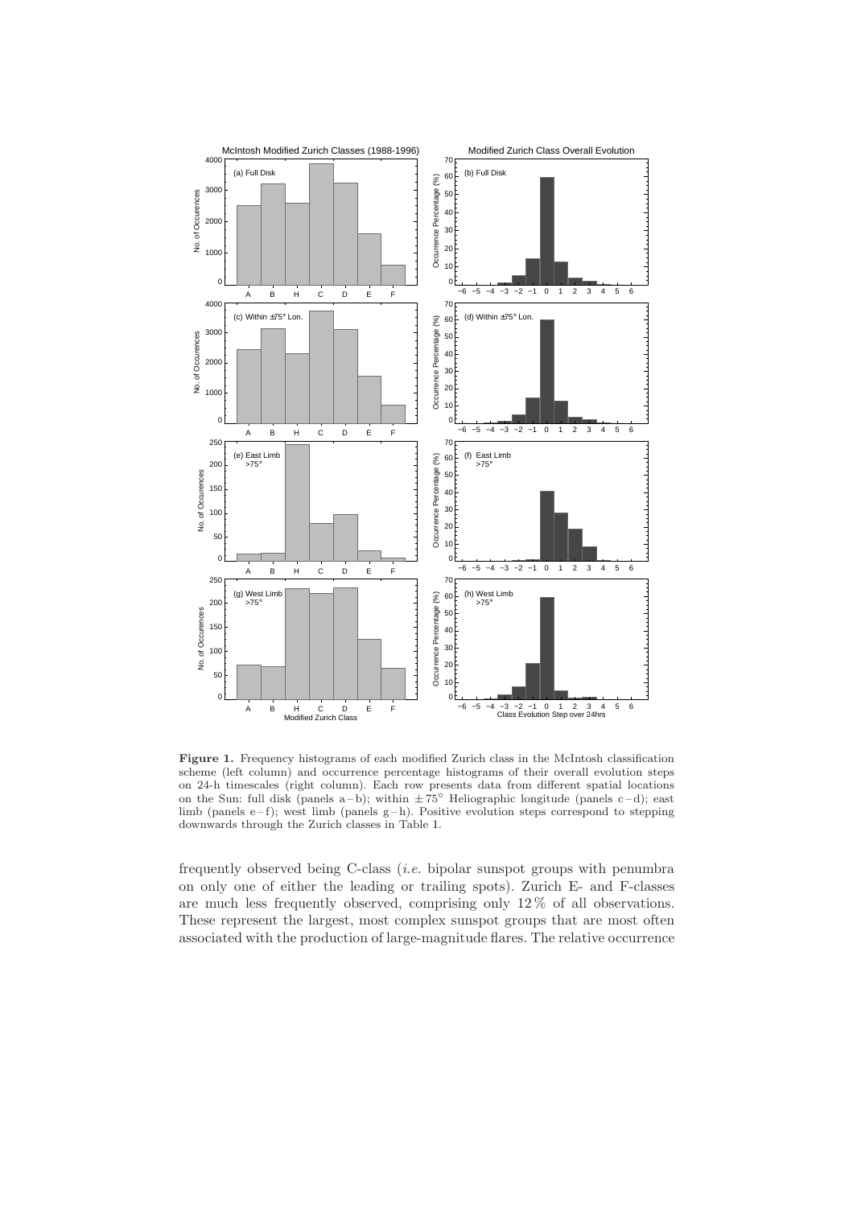**Figure 1.** Frequency histograms of each modified Zurich class in the McIntosh classification scheme (left column) and occurrence percentage histograms of their overall evolution steps on 24-h timescales (right column). Each row presents data from different spatial locations on the Sun: full disk (panels a – b); within $\pm 75^{\circ}$ Heliographic longitude (panels c – d); east limb (panels e – f); west limb (panels g – h). Positive evolution steps correspond to stepping downwards through the Zurich classes in Table 1.

frequently observed being C-class (*i.e.* bipolar sunspot groups with penumbra on only one of either the leading or trailing spots). Zurich E- and F-classes are much less frequently observed, comprising only 12 % of all observations. These represent the largest, most complex sunspot groups that are most often associated with the production of large-magnitude flares. The relative occurrence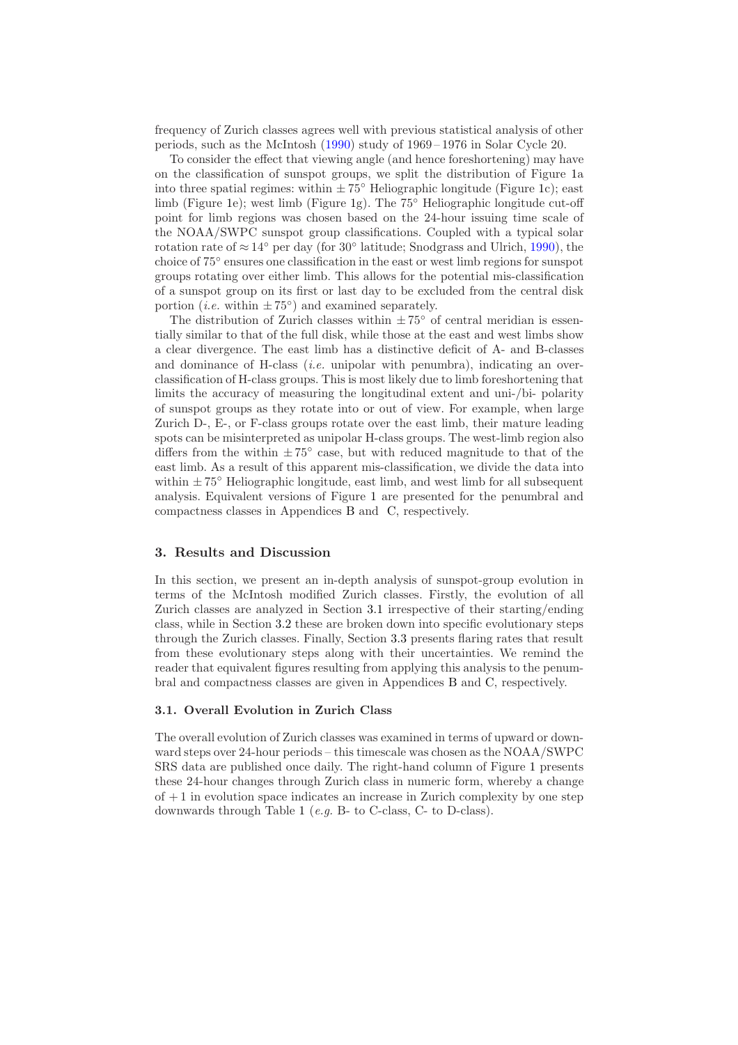frequency of Zurich classes agrees well with previous statistical analysis of other periods, such as the McIntosh (1990) study of 1969 – 1976 in Solar Cycle 20.

To consider the effect that viewing angle (and hence foreshortening) may have on the classification of sunspot groups, we split the distribution of Figure 1a into three spatial regimes: within $\pm 75^{\circ}$ Heliographic longitude (Figure 1c); east limb (Figure 1e); west limb (Figure 1g). The $75^{\circ}$ Heliographic longitude cut-off point for limb regions was chosen based on the 24-hour issuing time scale of the NOAA/SWPC sunspot group classifications. Coupled with a typical solar rotation rate of $\approx 14^{\circ}$ per day (for $30^{\circ}$ latitude; Snodgrass and Ulrich, 1990), the choice of $75^{\circ}$ ensures one classification in the east or west limb regions for sunspot groups rotating over either limb. This allows for the potential mis-classification of a sunspot group on its first or last day to be excluded from the central disk portion (*i.e.* within $\pm 75^{\circ}$) and examined separately.

The distribution of Zurich classes within $\pm 75^{\circ}$ of central meridian is essentially similar to that of the full disk, while those at the east and west limbs show a clear divergence. The east limb has a distinctive deficit of A- and B-classes and dominance of H-class (*i.e.* unipolar with penumbra), indicating an over-classification of H-class groups. This is most likely due to limb foreshortening that limits the accuracy of measuring the longitudinal extent and uni-/bi- polarity of sunspot groups as they rotate into or out of view. For example, when large Zurich D-, E-, or F-class groups rotate over the east limb, their mature leading spots can be misinterpreted as unipolar H-class groups. The west-limb region also differs from the within $\pm 75^{\circ}$ case, but with reduced magnitude to that of the east limb. As a result of this apparent mis-classification, we divide the data into within $\pm 75^{\circ}$ Heliographic longitude, east limb, and west limb for all subsequent analysis. Equivalent versions of Figure 1 are presented for the penumbral and compactness classes in Appendices B and C, respectively.

## 3. Results and Discussion

In this section, we present an in-depth analysis of sunspot-group evolution in terms of the McIntosh modified Zurich classes. Firstly, the evolution of all Zurich classes are analyzed in Section 3.1 irrespective of their starting/ending class, while in Section 3.2 these are broken down into specific evolutionary steps through the Zurich classes. Finally, Section 3.3 presents flaring rates that result from these evolutionary steps along with their uncertainties. We remind the reader that equivalent figures resulting from applying this analysis to the penumbral and compactness classes are given in Appendices B and C, respectively.

### 3.1. Overall Evolution in Zurich Class

The overall evolution of Zurich classes was examined in terms of upward or downward steps over 24-hour periods – this timescale was chosen as the NOAA/SWPC SRS data are published once daily. The right-hand column of Figure 1 presents these 24-hour changes through Zurich class in numeric form, whereby a change of $+1$ in evolution space indicates an increase in Zurich complexity by one step downwards through Table 1 (*e.g.* B- to C-class, C- to D-class).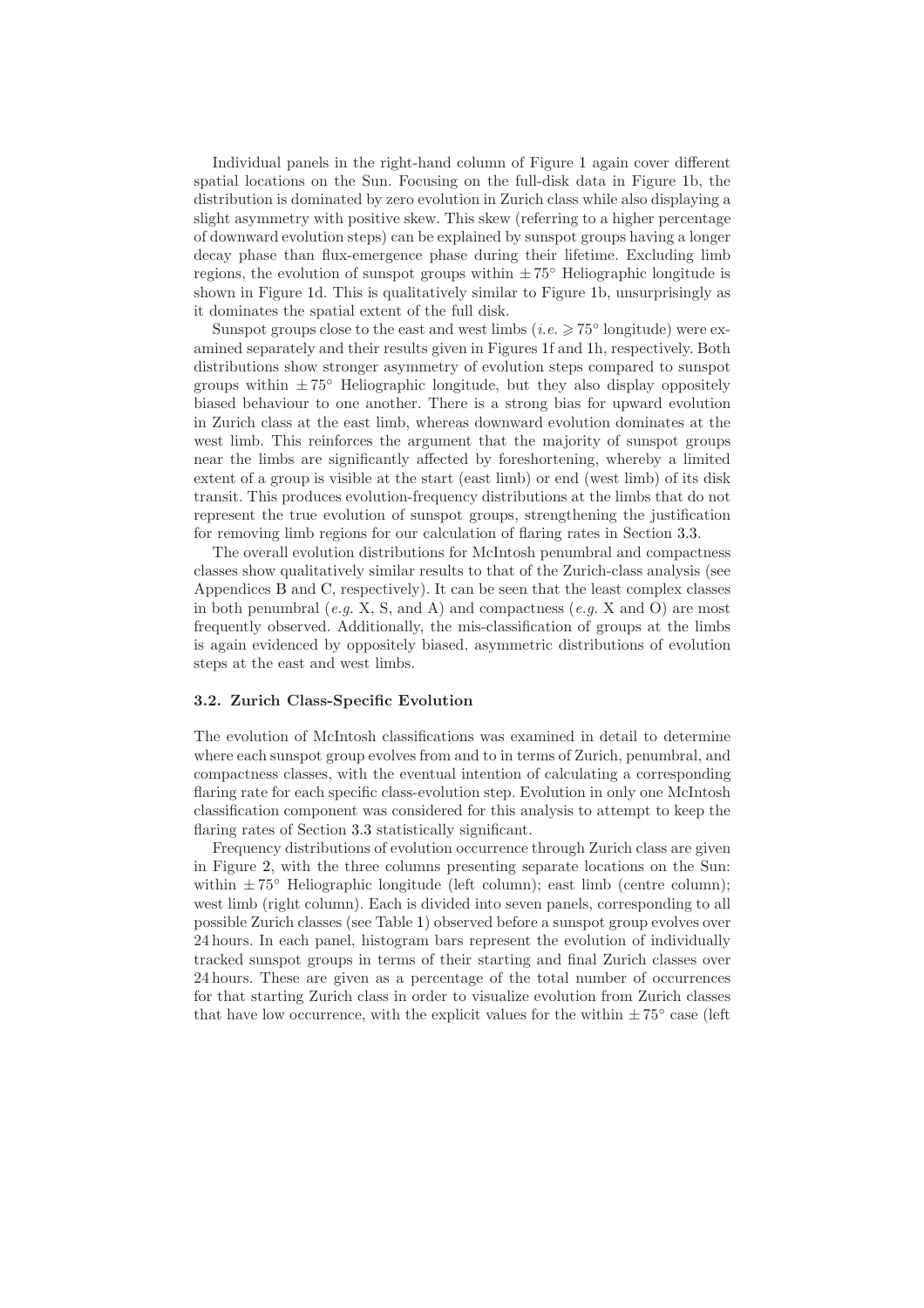Individual panels in the right-hand column of Figure 1 again cover different spatial locations on the Sun. Focusing on the full-disk data in Figure 1b, the distribution is dominated by zero evolution in Zurich class while also displaying a slight asymmetry with positive skew. This skew (referring to a higher percentage of downward evolution steps) can be explained by sunspot groups having a longer decay phase than flux-emergence phase during their lifetime. Excluding limb regions, the evolution of sunspot groups within $\pm 75^{\circ}$ Heliographic longitude is shown in Figure 1d. This is qualitatively similar to Figure 1b, unsurprisingly as it dominates the spatial extent of the full disk.

Sunspot groups close to the east and west limbs (*i.e.* $\geqslant 75^{\circ}$ longitude) were examined separately and their results given in Figures 1f and 1h, respectively. Both distributions show stronger asymmetry of evolution steps compared to sunspot groups within $\pm 75^{\circ}$ Heliographic longitude, but they also display oppositely biased behaviour to one another. There is a strong bias for upward evolution in Zurich class at the east limb, whereas downward evolution dominates at the west limb. This reinforces the argument that the majority of sunspot groups near the limbs are significantly affected by foreshortening, whereby a limited extent of a group is visible at the start (east limb) or end (west limb) of its disk transit. This produces evolution-frequency distributions at the limbs that do not represent the true evolution of sunspot groups, strengthening the justification for removing limb regions for our calculation of flaring rates in Section 3.3.

The overall evolution distributions for McIntosh penumbral and compactness classes show qualitatively similar results to that of the Zurich-class analysis (see Appendices B and C, respectively). It can be seen that the least complex classes in both penumbral (*e.g.* X, S, and A) and compactness (*e.g.* X and O) are most frequently observed. Additionally, the mis-classification of groups at the limbs is again evidenced by oppositely biased, asymmetric distributions of evolution steps at the east and west limbs.

### 3.2. Zurich Class-Specific Evolution

The evolution of McIntosh classifications was examined in detail to determine where each sunspot group evolves from and to in terms of Zurich, penumbral, and compactness classes, with the eventual intention of calculating a corresponding flaring rate for each specific class-evolution step. Evolution in only one McIntosh classification component was considered for this analysis to attempt to keep the flaring rates of Section 3.3 statistically significant.

Frequency distributions of evolution occurrence through Zurich class are given in Figure 2, with the three columns presenting separate locations on the Sun: within $\pm 75^{\circ}$ Heliographic longitude (left column); east limb (centre column); west limb (right column). Each is divided into seven panels, corresponding to all possible Zurich classes (see Table 1) observed before a sunspot group evolves over 24 hours. In each panel, histogram bars represent the evolution of individually tracked sunspot groups in terms of their starting and final Zurich classes over 24 hours. These are given as a percentage of the total number of occurrences for that starting Zurich class in order to visualize evolution from Zurich classes that have low occurrence, with the explicit values for the within $\pm 75^{\circ}$ case (left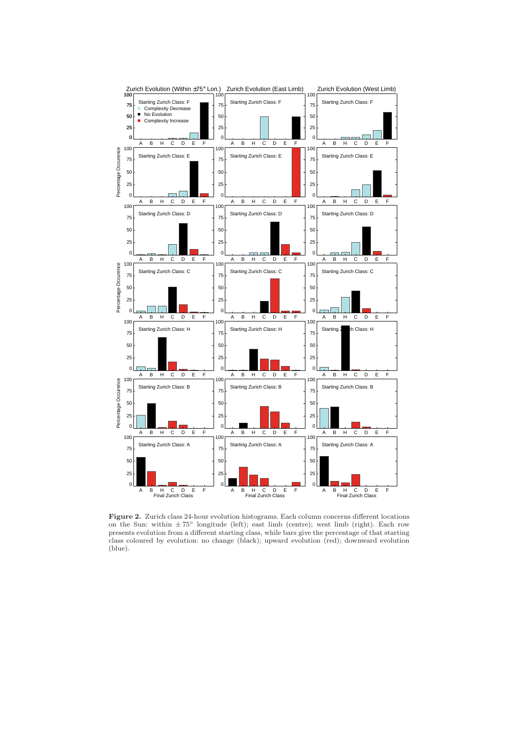**Figure 2.** Zurich class 24-hour evolution histograms. Each column concerns different locations on the Sun: within $\pm 75°$ longitude (left); east limb (centre); west limb (right). Each row presents evolution from a different starting class, while bars give the percentage of that starting class coloured by evolution: no change (black); upward evolution (red); downward evolution (blue).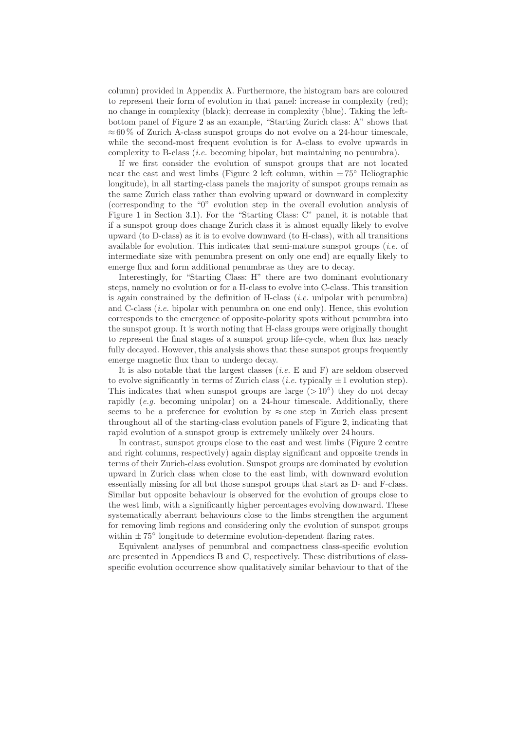column) provided in Appendix A. Furthermore, the histogram bars are coloured to represent their form of evolution in that panel: increase in complexity (red); no change in complexity (black); decrease in complexity (blue). Taking the left-bottom panel of Figure 2 as an example, "Starting Zurich class: A" shows that $\approx 60\,\%$ of Zurich A-class sunspot groups do not evolve on a 24-hour timescale, while the second-most frequent evolution is for A-class to evolve upwards in complexity to B-class (*i.e.* becoming bipolar, but maintaining no penumbra).

If we first consider the evolution of sunspot groups that are not located near the east and west limbs (Figure 2 left column, within $\pm 75^{\circ}$ Heliographic longitude), in all starting-class panels the majority of sunspot groups remain as the same Zurich class rather than evolving upward or downward in complexity (corresponding to the "0" evolution step in the overall evolution analysis of Figure 1 in Section 3.1). For the "Starting Class: C" panel, it is notable that if a sunspot group does change Zurich class it is almost equally likely to evolve upward (to D-class) as it is to evolve downward (to H-class), with all transitions available for evolution. This indicates that semi-mature sunspot groups (*i.e.* of intermediate size with penumbra present on only one end) are equally likely to emerge flux and form additional penumbrae as they are to decay.

Interestingly, for "Starting Class: H" there are two dominant evolutionary steps, namely no evolution or for a H-class to evolve into C-class. This transition is again constrained by the definition of H-class (*i.e.* unipolar with penumbra) and C-class (*i.e.* bipolar with penumbra on one end only). Hence, this evolution corresponds to the emergence of opposite-polarity spots without penumbra into the sunspot group. It is worth noting that H-class groups were originally thought to represent the final stages of a sunspot group life-cycle, when flux has nearly fully decayed. However, this analysis shows that these sunspot groups frequently emerge magnetic flux than to undergo decay.

It is also notable that the largest classes (*i.e.* E and F) are seldom observed to evolve significantly in terms of Zurich class (*i.e.* typically $\pm 1$ evolution step). This indicates that when sunspot groups are large ($> 10^{\circ}$) they do not decay rapidly (*e.g.* becoming unipolar) on a 24-hour timescale. Additionally, there seems to be a preference for evolution by $\approx$ one step in Zurich class present throughout all of the starting-class evolution panels of Figure 2, indicating that rapid evolution of a sunspot group is extremely unlikely over 24 hours.

In contrast, sunspot groups close to the east and west limbs (Figure 2 centre and right columns, respectively) again display significant and opposite trends in terms of their Zurich-class evolution. Sunspot groups are dominated by evolution upward in Zurich class when close to the east limb, with downward evolution essentially missing for all but those sunspot groups that start as D- and F-class. Similar but opposite behaviour is observed for the evolution of groups close to the west limb, with a significantly higher percentages evolving downward. These systematically aberrant behaviours close to the limbs strengthen the argument for removing limb regions and considering only the evolution of sunspot groups within $\pm 75^{\circ}$ longitude to determine evolution-dependent flaring rates.

Equivalent analyses of penumbral and compactness class-specific evolution are presented in Appendices B and C, respectively. These distributions of class-specific evolution occurrence show qualitatively similar behaviour to that of the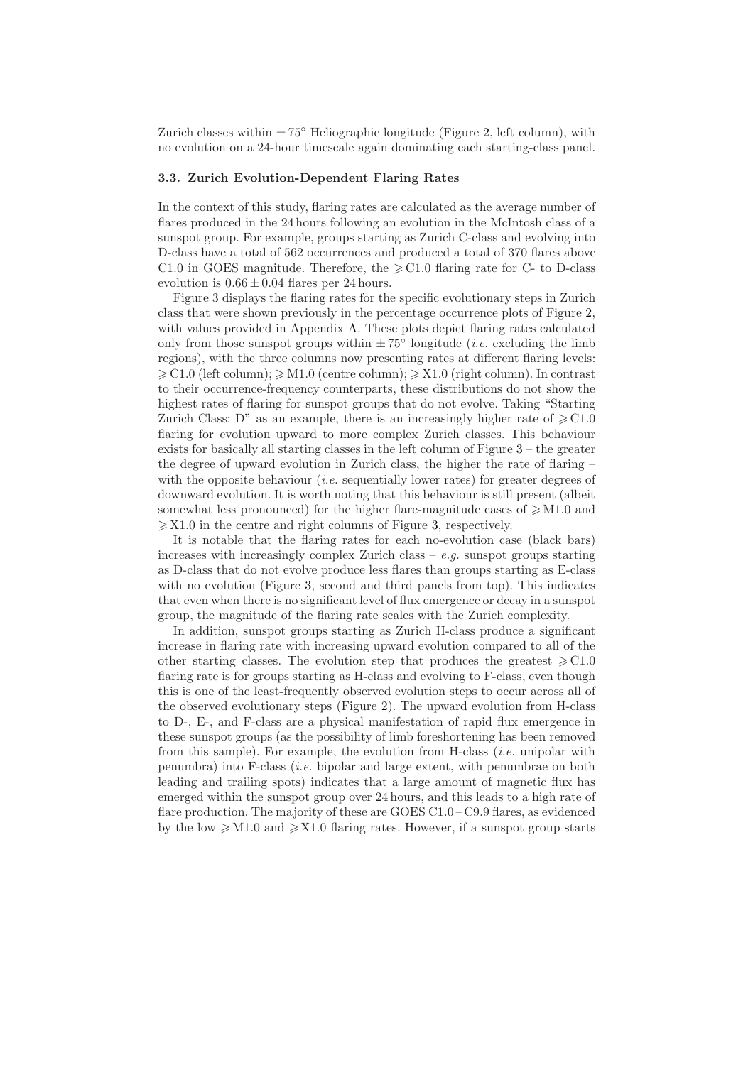Zurich classes within $\pm 75^{\circ}$ Heliographic longitude (Figure 2, left column), with no evolution on a 24-hour timescale again dominating each starting-class panel.

### 3.3. Zurich Evolution-Dependent Flaring Rates

In the context of this study, flaring rates are calculated as the average number of flares produced in the 24 hours following an evolution in the McIntosh class of a sunspot group. For example, groups starting as Zurich C-class and evolving into D-class have a total of 562 occurrences and produced a total of 370 flares above C1.0 in GOES magnitude. Therefore, the $\geqslant$ C1.0 flaring rate for C- to D-class evolution is $0.66 \pm 0.04$ flares per 24 hours.

Figure 3 displays the flaring rates for the specific evolutionary steps in Zurich class that were shown previously in the percentage occurrence plots of Figure 2, with values provided in Appendix A. These plots depict flaring rates calculated only from those sunspot groups within $\pm 75^{\circ}$ longitude (*i.e.* excluding the limb regions), with the three columns now presenting rates at different flaring levels: $\geqslant$ C1.0 (left column); $\geqslant$ M1.0 (centre column); $\geqslant$ X1.0 (right column). In contrast to their occurrence-frequency counterparts, these distributions do not show the highest rates of flaring for sunspot groups that do not evolve. Taking "Starting Zurich Class: D" as an example, there is an increasingly higher rate of $\geqslant$ C1.0 flaring for evolution upward to more complex Zurich classes. This behaviour exists for basically all starting classes in the left column of Figure 3 – the greater the degree of upward evolution in Zurich class, the higher the rate of flaring – with the opposite behaviour (*i.e.* sequentially lower rates) for greater degrees of downward evolution. It is worth noting that this behaviour is still present (albeit somewhat less pronounced) for the higher flare-magnitude cases of $\geqslant$ M1.0 and $\geqslant$ X1.0 in the centre and right columns of Figure 3, respectively.

It is notable that the flaring rates for each no-evolution case (black bars) increases with increasingly complex Zurich class – *e.g.* sunspot groups starting as D-class that do not evolve produce less flares than groups starting as E-class with no evolution (Figure 3, second and third panels from top). This indicates that even when there is no significant level of flux emergence or decay in a sunspot group, the magnitude of the flaring rate scales with the Zurich complexity.

In addition, sunspot groups starting as Zurich H-class produce a significant increase in flaring rate with increasing upward evolution compared to all of the other starting classes. The evolution step that produces the greatest $\geqslant$ C1.0 flaring rate is for groups starting as H-class and evolving to F-class, even though this is one of the least-frequently observed evolution steps to occur across all of the observed evolutionary steps (Figure 2). The upward evolution from H-class to D-, E-, and F-class are a physical manifestation of rapid flux emergence in these sunspot groups (as the possibility of limb foreshortening has been removed from this sample). For example, the evolution from H-class (*i.e.* unipolar with penumbra) into F-class (*i.e.* bipolar and large extent, with penumbrae on both leading and trailing spots) indicates that a large amount of magnetic flux has emerged within the sunspot group over 24 hours, and this leads to a high rate of flare production. The majority of these are GOES C1.0 – C9.9 flares, as evidenced by the low $\geqslant$ M1.0 and $\geqslant$ X1.0 flaring rates. However, if a sunspot group starts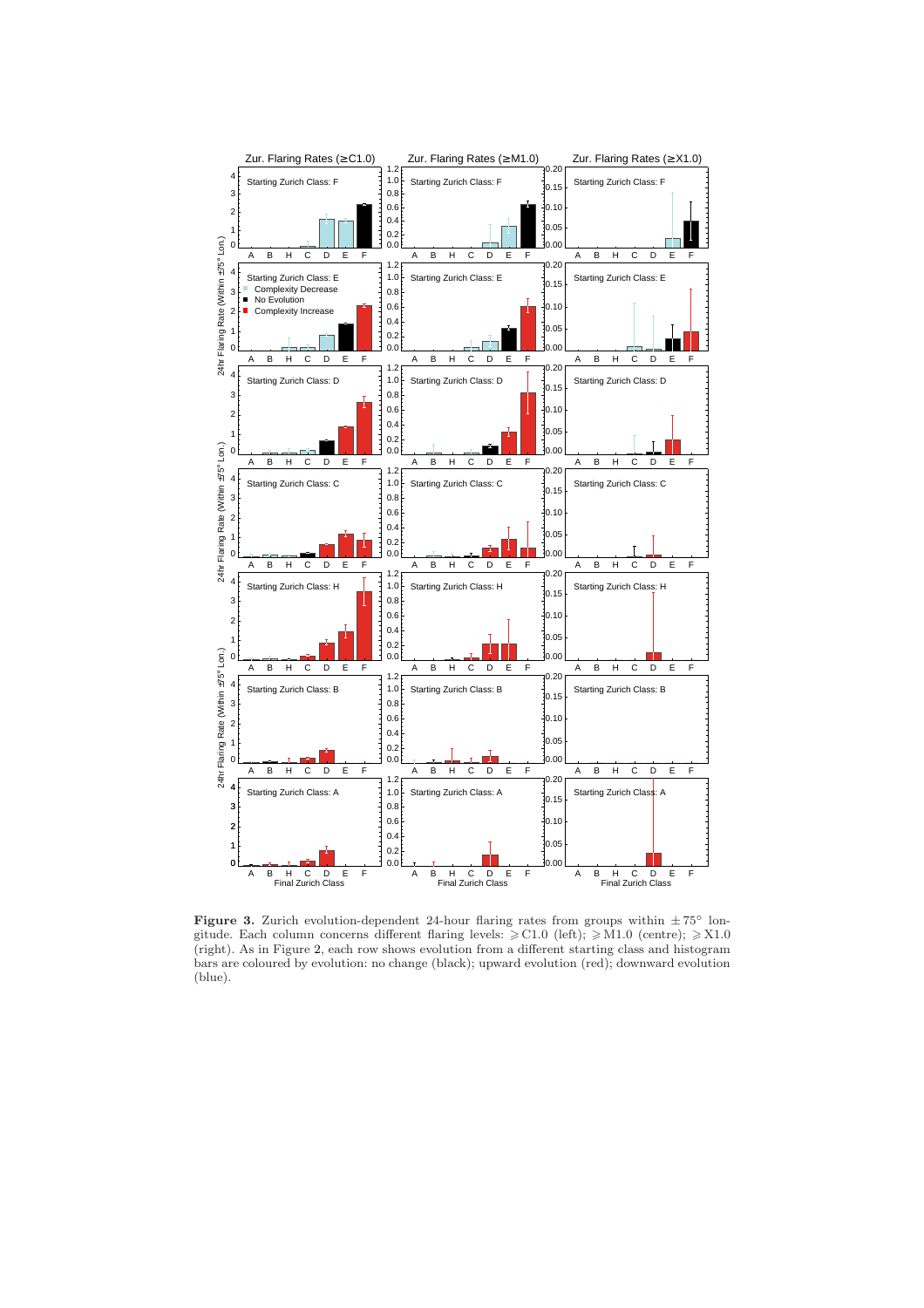**Figure 3.** Zurich evolution-dependent 24-hour flaring rates from groups within $\pm 75°$ longitude. Each column concerns different flaring levels: $\geqslant$C1.0 (left); $\geqslant$M1.0 (centre); $\geqslant$X1.0 (right). As in Figure 2, each row shows evolution from a different starting class and histogram bars are coloured by evolution: no change (black); upward evolution (red); downward evolution (blue).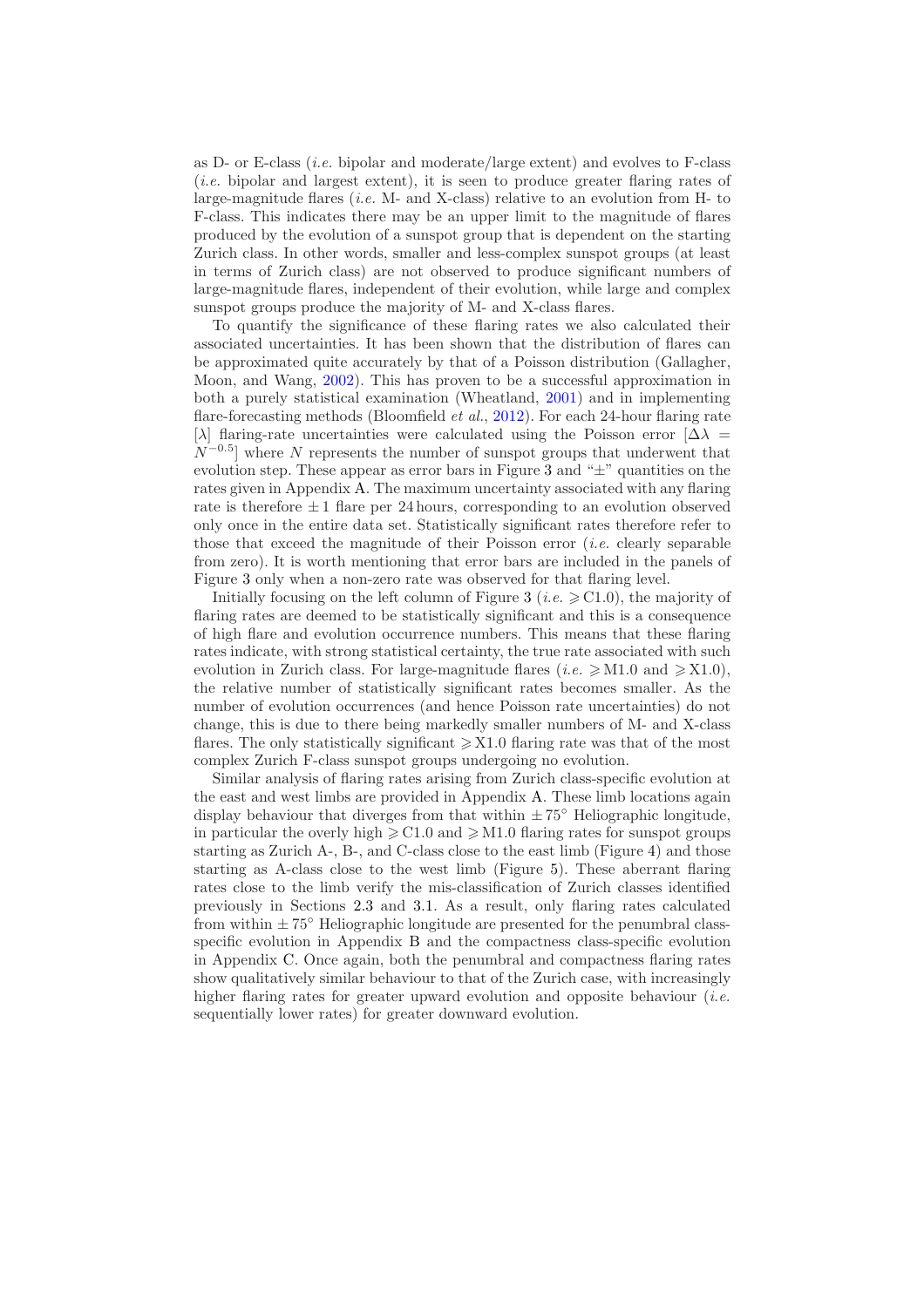as D- or E-class (*i.e.* bipolar and moderate/large extent) and evolves to F-class (*i.e.* bipolar and largest extent), it is seen to produce greater flaring rates of large-magnitude flares (*i.e.* M- and X-class) relative to an evolution from H- to F-class. This indicates there may be an upper limit to the magnitude of flares produced by the evolution of a sunspot group that is dependent on the starting Zurich class. In other words, smaller and less-complex sunspot groups (at least in terms of Zurich class) are not observed to produce significant numbers of large-magnitude flares, independent of their evolution, while large and complex sunspot groups produce the majority of M- and X-class flares.

To quantify the significance of these flaring rates we also calculated their associated uncertainties. It has been shown that the distribution of flares can be approximated quite accurately by that of a Poisson distribution (Gallagher, Moon, and Wang, 2002). This has proven to be a successful approximation in both a purely statistical examination (Wheatland, 2001) and in implementing flare-forecasting methods (Bloomfield *et al.*, 2012). For each 24-hour flaring rate [$\lambda$] flaring-rate uncertainties were calculated using the Poisson error [$\Delta\lambda = N^{-0.5}$] where $N$ represents the number of sunspot groups that underwent that evolution step. These appear as error bars in Figure 3 and "$\pm$" quantities on the rates given in Appendix A. The maximum uncertainty associated with any flaring rate is therefore $\pm\,1$ flare per 24 hours, corresponding to an evolution observed only once in the entire data set. Statistically significant rates therefore refer to those that exceed the magnitude of their Poisson error (*i.e.* clearly separable from zero). It is worth mentioning that error bars are included in the panels of Figure 3 only when a non-zero rate was observed for that flaring level.

Initially focusing on the left column of Figure 3 (*i.e.* $\geqslant$ C1.0), the majority of flaring rates are deemed to be statistically significant and this is a consequence of high flare and evolution occurrence numbers. This means that these flaring rates indicate, with strong statistical certainty, the true rate associated with such evolution in Zurich class. For large-magnitude flares (*i.e.* $\geqslant$ M1.0 and $\geqslant$ X1.0), the relative number of statistically significant rates becomes smaller. As the number of evolution occurrences (and hence Poisson rate uncertainties) do not change, this is due to there being markedly smaller numbers of M- and X-class flares. The only statistically significant $\geqslant$ X1.0 flaring rate was that of the most complex Zurich F-class sunspot groups undergoing no evolution.

Similar analysis of flaring rates arising from Zurich class-specific evolution at the east and west limbs are provided in Appendix A. These limb locations again display behaviour that diverges from that within $\pm\,75^\circ$ Heliographic longitude, in particular the overly high $\geqslant$ C1.0 and $\geqslant$ M1.0 flaring rates for sunspot groups starting as Zurich A-, B-, and C-class close to the east limb (Figure 4) and those starting as A-class close to the west limb (Figure 5). These aberrant flaring rates close to the limb verify the mis-classification of Zurich classes identified previously in Sections 2.3 and 3.1. As a result, only flaring rates calculated from within $\pm\,75^\circ$ Heliographic longitude are presented for the penumbral class-specific evolution in Appendix B and the compactness class-specific evolution in Appendix C. Once again, both the penumbral and compactness flaring rates show qualitatively similar behaviour to that of the Zurich case, with increasingly higher flaring rates for greater upward evolution and opposite behaviour (*i.e.* sequentially lower rates) for greater downward evolution.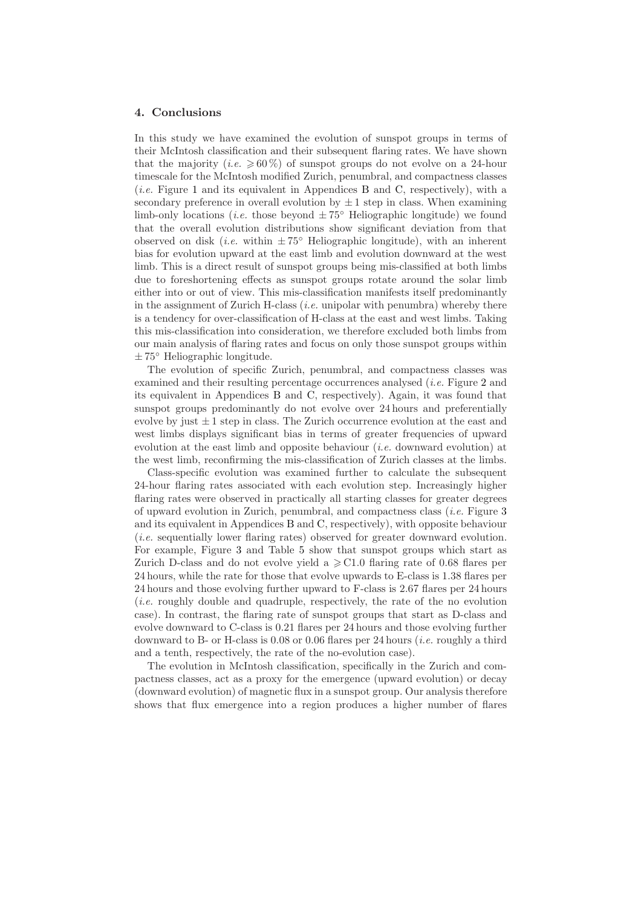## 4. Conclusions

In this study we have examined the evolution of sunspot groups in terms of their McIntosh classification and their subsequent flaring rates. We have shown that the majority (*i.e.* $\geqslant 60\,\%$) of sunspot groups do not evolve on a 24-hour timescale for the McIntosh modified Zurich, penumbral, and compactness classes (*i.e.* Figure 1 and its equivalent in Appendices B and C, respectively), with a secondary preference in overall evolution by $\pm\,1$ step in class. When examining limb-only locations (*i.e.* those beyond $\pm\,75^{\circ}$ Heliographic longitude) we found that the overall evolution distributions show significant deviation from that observed on disk (*i.e.* within $\pm\,75^{\circ}$ Heliographic longitude), with an inherent bias for evolution upward at the east limb and evolution downward at the west limb. This is a direct result of sunspot groups being mis-classified at both limbs due to foreshortening effects as sunspot groups rotate around the solar limb either into or out of view. This mis-classification manifests itself predominantly in the assignment of Zurich H-class (*i.e.* unipolar with penumbra) whereby there is a tendency for over-classification of H-class at the east and west limbs. Taking this mis-classification into consideration, we therefore excluded both limbs from our main analysis of flaring rates and focus on only those sunspot groups within $\pm\,75^{\circ}$ Heliographic longitude.

The evolution of specific Zurich, penumbral, and compactness classes was examined and their resulting percentage occurrences analysed (*i.e.* Figure 2 and its equivalent in Appendices B and C, respectively). Again, it was found that sunspot groups predominantly do not evolve over 24 hours and preferentially evolve by just $\pm\,1$ step in class. The Zurich occurrence evolution at the east and west limbs displays significant bias in terms of greater frequencies of upward evolution at the east limb and opposite behaviour (*i.e.* downward evolution) at the west limb, reconfirming the mis-classification of Zurich classes at the limbs.

Class-specific evolution was examined further to calculate the subsequent 24-hour flaring rates associated with each evolution step. Increasingly higher flaring rates were observed in practically all starting classes for greater degrees of upward evolution in Zurich, penumbral, and compactness class (*i.e.* Figure 3 and its equivalent in Appendices B and C, respectively), with opposite behaviour (*i.e.* sequentially lower flaring rates) observed for greater downward evolution. For example, Figure 3 and Table 5 show that sunspot groups which start as Zurich D-class and do not evolve yield a $\geqslant$ C1.0 flaring rate of 0.68 flares per 24 hours, while the rate for those that evolve upwards to E-class is 1.38 flares per 24 hours and those evolving further upward to F-class is 2.67 flares per 24 hours (*i.e.* roughly double and quadruple, respectively, the rate of the no evolution case). In contrast, the flaring rate of sunspot groups that start as D-class and evolve downward to C-class is 0.21 flares per 24 hours and those evolving further downward to B- or H-class is 0.08 or 0.06 flares per 24 hours (*i.e.* roughly a third and a tenth, respectively, the rate of the no-evolution case).

The evolution in McIntosh classification, specifically in the Zurich and compactness classes, act as a proxy for the emergence (upward evolution) or decay (downward evolution) of magnetic flux in a sunspot group. Our analysis therefore shows that flux emergence into a region produces a higher number of flares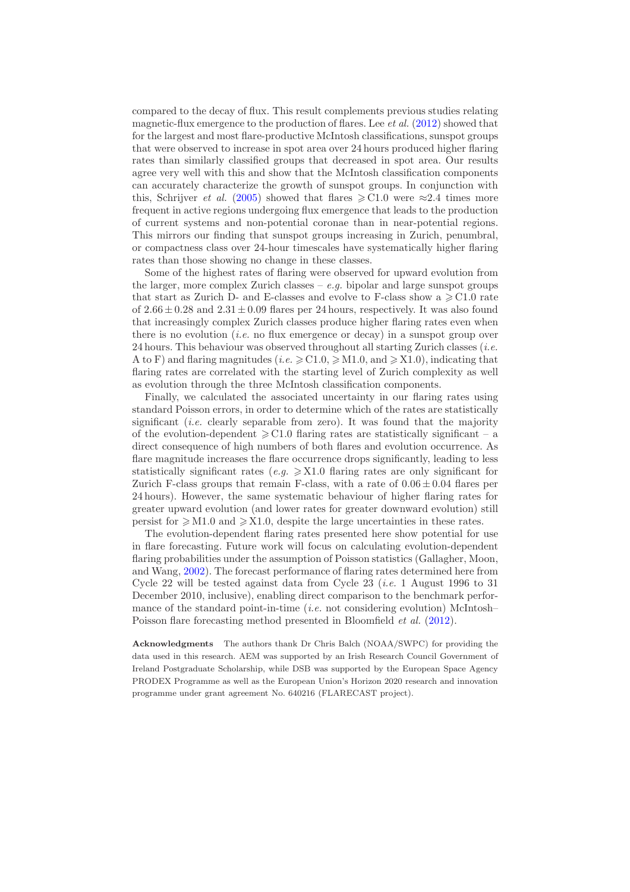compared to the decay of flux. This result complements previous studies relating magnetic-flux emergence to the production of flares. Lee *et al.* (2012) showed that for the largest and most flare-productive McIntosh classifications, sunspot groups that were observed to increase in spot area over 24 hours produced higher flaring rates than similarly classified groups that decreased in spot area. Our results agree very well with this and show that the McIntosh classification components can accurately characterize the growth of sunspot groups. In conjunction with this, Schrijver *et al.* (2005) showed that flares $\geqslant$C1.0 were $\approx$2.4 times more frequent in active regions undergoing flux emergence that leads to the production of current systems and non-potential coronae than in near-potential regions. This mirrors our finding that sunspot groups increasing in Zurich, penumbral, or compactness class over 24-hour timescales have systematically higher flaring rates than those showing no change in these classes.

Some of the highest rates of flaring were observed for upward evolution from the larger, more complex Zurich classes – *e.g.* bipolar and large sunspot groups that start as Zurich D- and E-classes and evolve to F-class show a $\geqslant$C1.0 rate of $2.66 \pm 0.28$ and $2.31 \pm 0.09$ flares per 24 hours, respectively. It was also found that increasingly complex Zurich classes produce higher flaring rates even when there is no evolution (*i.e.* no flux emergence or decay) in a sunspot group over 24 hours. This behaviour was observed throughout all starting Zurich classes (*i.e.* A to F) and flaring magnitudes (*i.e.* $\geqslant$C1.0, $\geqslant$M1.0, and $\geqslant$X1.0), indicating that flaring rates are correlated with the starting level of Zurich complexity as well as evolution through the three McIntosh classification components.

Finally, we calculated the associated uncertainty in our flaring rates using standard Poisson errors, in order to determine which of the rates are statistically significant (*i.e.* clearly separable from zero). It was found that the majority of the evolution-dependent $\geqslant$C1.0 flaring rates are statistically significant – a direct consequence of high numbers of both flares and evolution occurrence. As flare magnitude increases the flare occurrence drops significantly, leading to less statistically significant rates (*e.g.* $\geqslant$X1.0 flaring rates are only significant for Zurich F-class groups that remain F-class, with a rate of $0.06 \pm 0.04$ flares per 24 hours). However, the same systematic behaviour of higher flaring rates for greater upward evolution (and lower rates for greater downward evolution) still persist for $\geqslant$M1.0 and $\geqslant$X1.0, despite the large uncertainties in these rates.

The evolution-dependent flaring rates presented here show potential for use in flare forecasting. Future work will focus on calculating evolution-dependent flaring probabilities under the assumption of Poisson statistics (Gallagher, Moon, and Wang, 2002). The forecast performance of flaring rates determined here from Cycle 22 will be tested against data from Cycle 23 (*i.e.* 1 August 1996 to 31 December 2010, inclusive), enabling direct comparison to the benchmark performance of the standard point-in-time (*i.e.* not considering evolution) McIntosh–Poisson flare forecasting method presented in Bloomfield *et al.* (2012).

**Acknowledgments** The authors thank Dr Chris Balch (NOAA/SWPC) for providing the data used in this research. AEM was supported by an Irish Research Council Government of Ireland Postgraduate Scholarship, while DSB was supported by the European Space Agency PRODEX Programme as well as the European Union's Horizon 2020 research and innovation programme under grant agreement No. 640216 (FLARECAST project).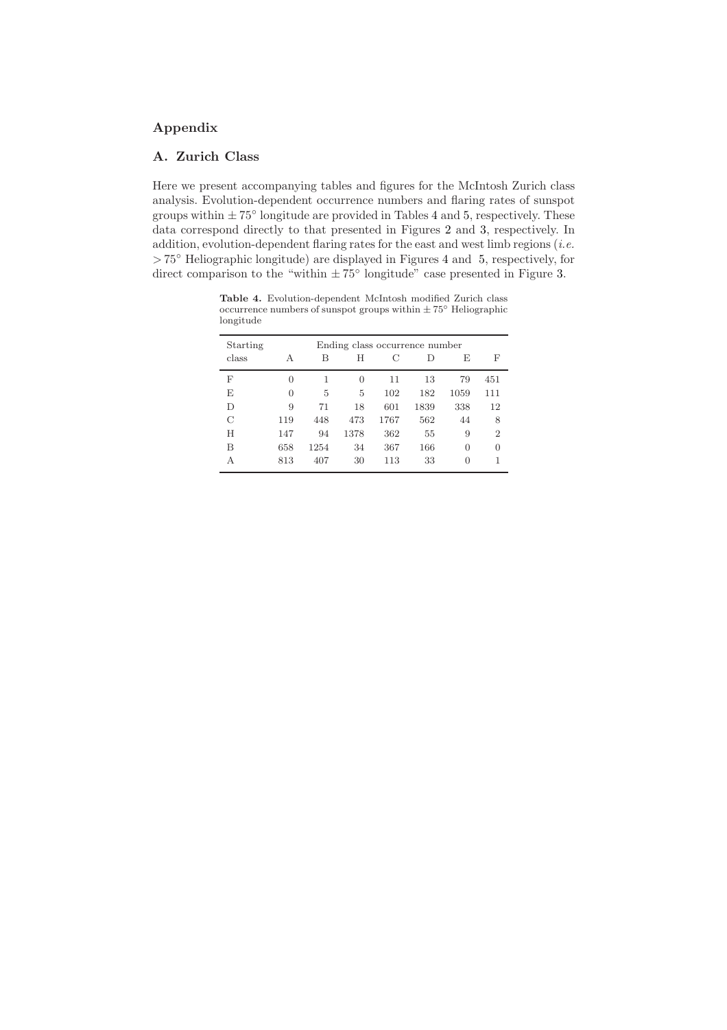## Appendix

### A. Zurich Class

Here we present accompanying tables and figures for the McIntosh Zurich class analysis. Evolution-dependent occurrence numbers and flaring rates of sunspot groups within $\pm 75^{\circ}$ longitude are provided in Tables 4 and 5, respectively. These data correspond directly to that presented in Figures 2 and 3, respectively. In addition, evolution-dependent flaring rates for the east and west limb regions (*i.e.* $> 75^{\circ}$ Heliographic longitude) are displayed in Figures 4 and 5, respectively, for direct comparison to the "within $\pm 75^{\circ}$ longitude" case presented in Figure 3.

**Table 4.** Evolution-dependent McIntosh modified Zurich class occurrence numbers of sunspot groups within $\pm 75^{\circ}$ Heliographic longitude

| Starting class | Ending class occurrence number | | | | | | |
|---|---|---|---|---|---|---|---|
| | A | B | H | C | D | E | F |
| F | 0 | 1 | 0 | 11 | 13 | 79 | 451 |
| E | 0 | 5 | 5 | 102 | 182 | 1059 | 111 |
| D | 9 | 71 | 18 | 601 | 1839 | 338 | 12 |
| C | 119 | 448 | 473 | 1767 | 562 | 44 | 8 |
| H | 147 | 94 | 1378 | 362 | 55 | 9 | 2 |
| B | 658 | 1254 | 34 | 367 | 166 | 0 | 0 |
| A | 813 | 407 | 30 | 113 | 33 | 0 | 1 |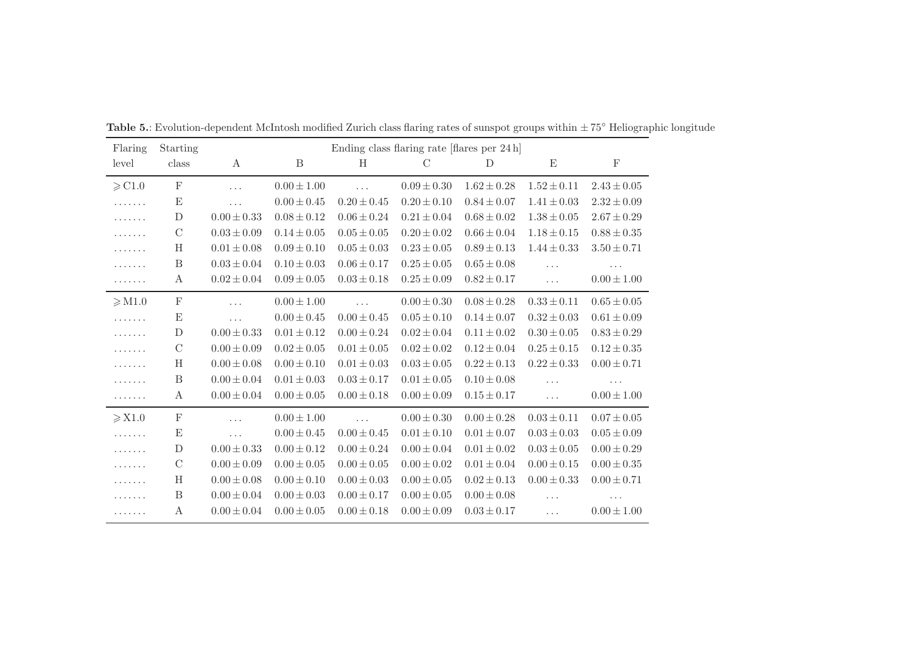**Table 5.**: Evolution-dependent McIntosh modified Zurich class flaring rates of sunspot groups within $\pm 75^{\circ}$ Heliographic longitude

| Flaring level | Starting class | Ending class flaring rate [flares per 24 h] | | | | | | |
|---|---|---|---|---|---|---|---|---|
| | | A | B | H | C | D | E | F |
| $\geqslant$C1.0 | F | ... | $0.00 \pm 1.00$ | ... | $0.09 \pm 0.30$ | $1.62 \pm 0.28$ | $1.52 \pm 0.11$ | $2.43 \pm 0.05$ |
| ....... | E | ... | $0.00 \pm 0.45$ | $0.20 \pm 0.45$ | $0.20 \pm 0.10$ | $0.84 \pm 0.07$ | $1.41 \pm 0.03$ | $2.32 \pm 0.09$ |
| ....... | D | $0.00 \pm 0.33$ | $0.08 \pm 0.12$ | $0.06 \pm 0.24$ | $0.21 \pm 0.04$ | $0.68 \pm 0.02$ | $1.38 \pm 0.05$ | $2.67 \pm 0.29$ |
| ....... | C | $0.03 \pm 0.09$ | $0.14 \pm 0.05$ | $0.05 \pm 0.05$ | $0.20 \pm 0.02$ | $0.66 \pm 0.04$ | $1.18 \pm 0.15$ | $0.88 \pm 0.35$ |
| ....... | H | $0.01 \pm 0.08$ | $0.09 \pm 0.10$ | $0.05 \pm 0.03$ | $0.23 \pm 0.05$ | $0.89 \pm 0.13$ | $1.44 \pm 0.33$ | $3.50 \pm 0.71$ |
| ....... | B | $0.03 \pm 0.04$ | $0.10 \pm 0.03$ | $0.06 \pm 0.17$ | $0.25 \pm 0.05$ | $0.65 \pm 0.08$ | ... | ... |
| ....... | A | $0.02 \pm 0.04$ | $0.09 \pm 0.05$ | $0.03 \pm 0.18$ | $0.25 \pm 0.09$ | $0.82 \pm 0.17$ | ... | $0.00 \pm 1.00$ |
| $\geqslant$M1.0 | F | ... | $0.00 \pm 1.00$ | ... | $0.00 \pm 0.30$ | $0.08 \pm 0.28$ | $0.33 \pm 0.11$ | $0.65 \pm 0.05$ |
| ....... | E | ... | $0.00 \pm 0.45$ | $0.00 \pm 0.45$ | $0.05 \pm 0.10$ | $0.14 \pm 0.07$ | $0.32 \pm 0.03$ | $0.61 \pm 0.09$ |
| ....... | D | $0.00 \pm 0.33$ | $0.01 \pm 0.12$ | $0.00 \pm 0.24$ | $0.02 \pm 0.04$ | $0.11 \pm 0.02$ | $0.30 \pm 0.05$ | $0.83 \pm 0.29$ |
| ....... | C | $0.00 \pm 0.09$ | $0.02 \pm 0.05$ | $0.01 \pm 0.05$ | $0.02 \pm 0.02$ | $0.12 \pm 0.04$ | $0.25 \pm 0.15$ | $0.12 \pm 0.35$ |
| ....... | H | $0.00 \pm 0.08$ | $0.00 \pm 0.10$ | $0.01 \pm 0.03$ | $0.03 \pm 0.05$ | $0.22 \pm 0.13$ | $0.22 \pm 0.33$ | $0.00 \pm 0.71$ |
| ....... | B | $0.00 \pm 0.04$ | $0.01 \pm 0.03$ | $0.03 \pm 0.17$ | $0.01 \pm 0.05$ | $0.10 \pm 0.08$ | ... | ... |
| ....... | A | $0.00 \pm 0.04$ | $0.00 \pm 0.05$ | $0.00 \pm 0.18$ | $0.00 \pm 0.09$ | $0.15 \pm 0.17$ | ... | $0.00 \pm 1.00$ |
| $\geqslant$X1.0 | F | ... | $0.00 \pm 1.00$ | ... | $0.00 \pm 0.30$ | $0.00 \pm 0.28$ | $0.03 \pm 0.11$ | $0.07 \pm 0.05$ |
| ....... | E | ... | $0.00 \pm 0.45$ | $0.00 \pm 0.45$ | $0.01 \pm 0.10$ | $0.01 \pm 0.07$ | $0.03 \pm 0.03$ | $0.05 \pm 0.09$ |
| ....... | D | $0.00 \pm 0.33$ | $0.00 \pm 0.12$ | $0.00 \pm 0.24$ | $0.00 \pm 0.04$ | $0.01 \pm 0.02$ | $0.03 \pm 0.05$ | $0.00 \pm 0.29$ |
| ....... | C | $0.00 \pm 0.09$ | $0.00 \pm 0.05$ | $0.00 \pm 0.05$ | $0.00 \pm 0.02$ | $0.01 \pm 0.04$ | $0.00 \pm 0.15$ | $0.00 \pm 0.35$ |
| ....... | H | $0.00 \pm 0.08$ | $0.00 \pm 0.10$ | $0.00 \pm 0.03$ | $0.00 \pm 0.05$ | $0.02 \pm 0.13$ | $0.00 \pm 0.33$ | $0.00 \pm 0.71$ |
| ....... | B | $0.00 \pm 0.04$ | $0.00 \pm 0.03$ | $0.00 \pm 0.17$ | $0.00 \pm 0.05$ | $0.00 \pm 0.08$ | ... | ... |
| ....... | A | $0.00 \pm 0.04$ | $0.00 \pm 0.05$ | $0.00 \pm 0.18$ | $0.00 \pm 0.09$ | $0.03 \pm 0.17$ | ... | $0.00 \pm 1.00$ |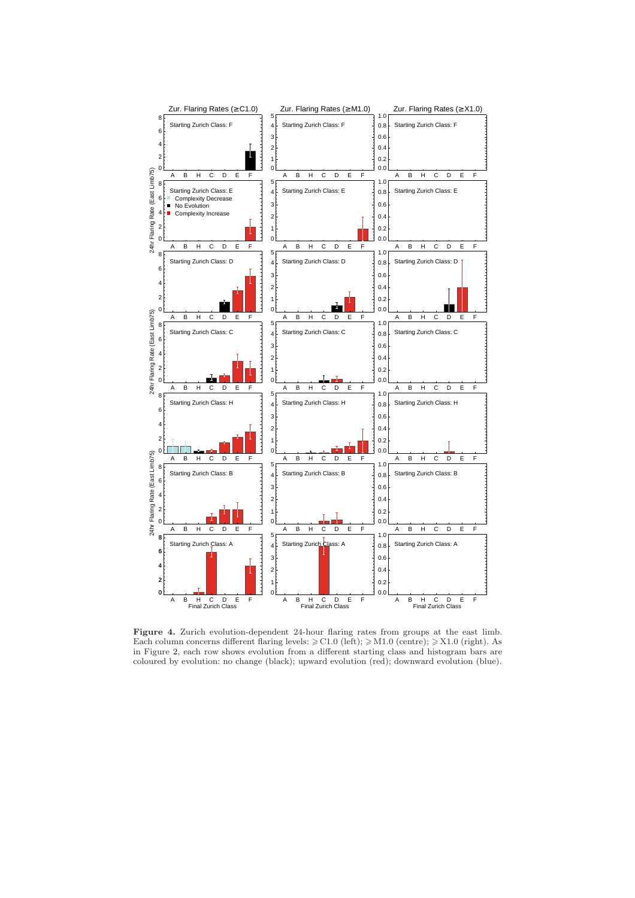**Figure 4.** Zurich evolution-dependent 24-hour flaring rates from groups at the east limb. Each column concerns different flaring levels: $\geqslant$C1.0 (left); $\geqslant$M1.0 (centre); $\geqslant$X1.0 (right). As in Figure 2, each row shows evolution from a different starting class and histogram bars are coloured by evolution: no change (black); upward evolution (red); downward evolution (blue).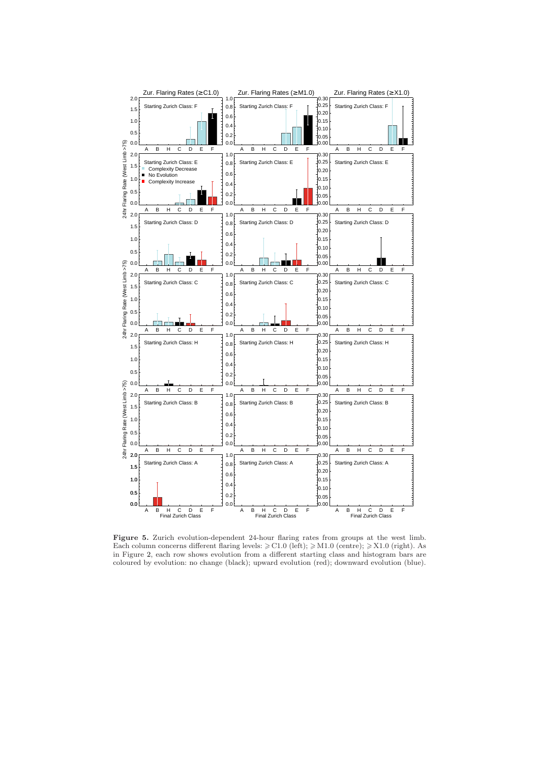**Figure 5.** Zurich evolution-dependent 24-hour flaring rates from groups at the west limb. Each column concerns different flaring levels: $\geqslant$C1.0 (left); $\geqslant$M1.0 (centre); $\geqslant$X1.0 (right). As in Figure 2, each row shows evolution from a different starting class and histogram bars are coloured by evolution: no change (black); upward evolution (red); downward evolution (blue).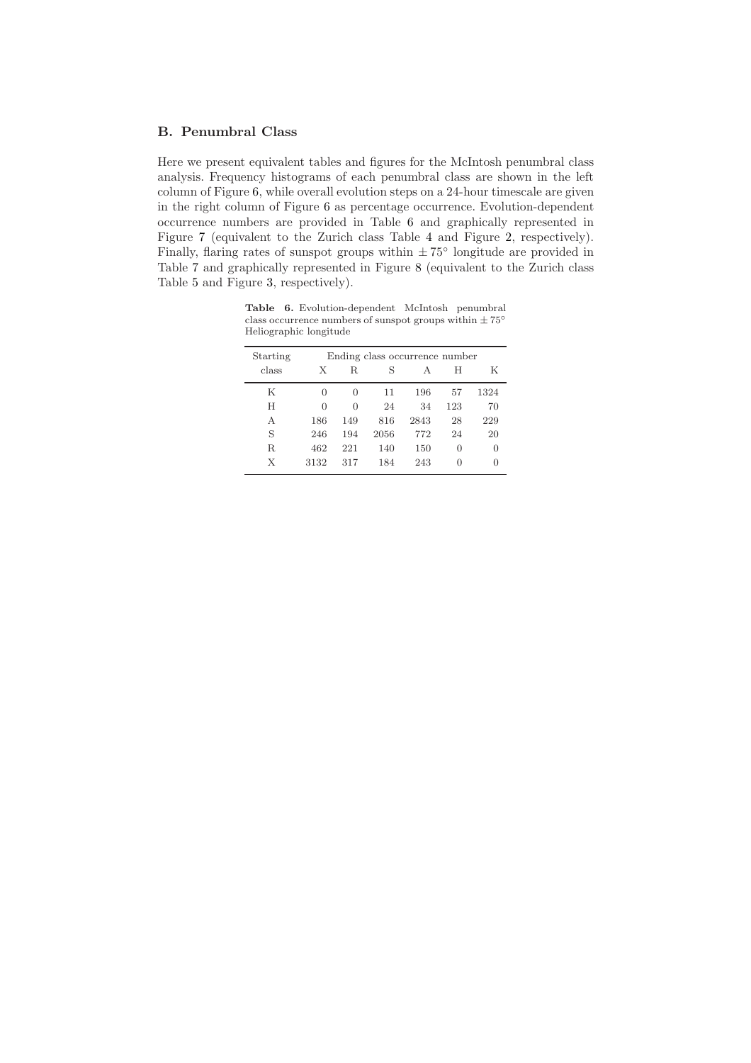## B. Penumbral Class

Here we present equivalent tables and figures for the McIntosh penumbral class analysis. Frequency histograms of each penumbral class are shown in the left column of Figure 6, while overall evolution steps on a 24-hour timescale are given in the right column of Figure 6 as percentage occurrence. Evolution-dependent occurrence numbers are provided in Table 6 and graphically represented in Figure 7 (equivalent to the Zurich class Table 4 and Figure 2, respectively). Finally, flaring rates of sunspot groups within $\pm 75^{\circ}$ longitude are provided in Table 7 and graphically represented in Figure 8 (equivalent to the Zurich class Table 5 and Figure 3, respectively).

**Table 6.** Evolution-dependent McIntosh penumbral class occurrence numbers of sunspot groups within $\pm 75^{\circ}$ Heliographic longitude

| Starting class | Ending class occurrence number | | | | | |
|---|---|---|---|---|---|---|
| | X | R | S | A | H | K |
| K | 0 | 0 | 11 | 196 | 57 | 1324 |
| H | 0 | 0 | 24 | 34 | 123 | 70 |
| A | 186 | 149 | 816 | 2843 | 28 | 229 |
| S | 246 | 194 | 2056 | 772 | 24 | 20 |
| R | 462 | 221 | 140 | 150 | 0 | 0 |
| X | 3132 | 317 | 184 | 243 | 0 | 0 |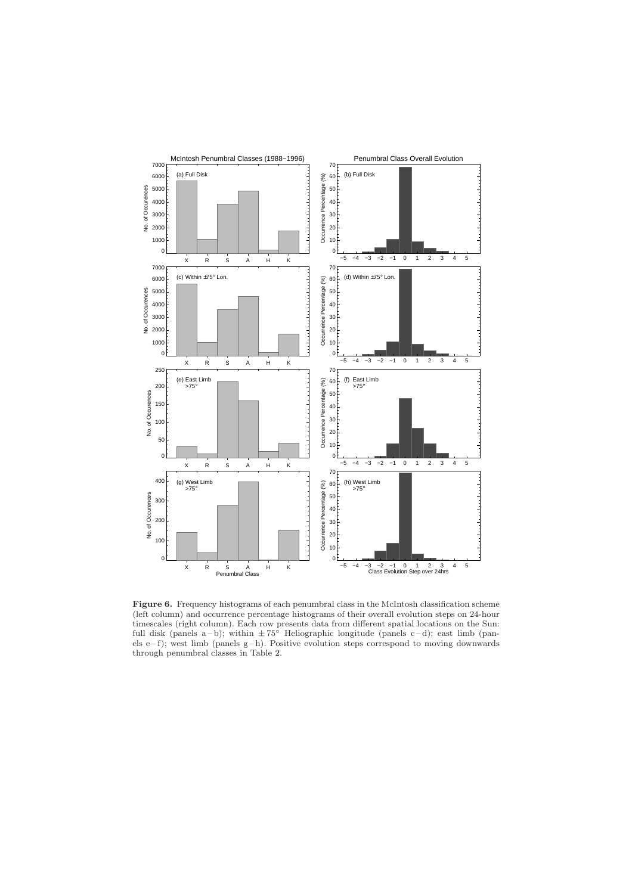**Figure 6.** Frequency histograms of each penumbral class in the McIntosh classification scheme (left column) and occurrence percentage histograms of their overall evolution steps on 24-hour timescales (right column). Each row presents data from different spatial locations on the Sun: full disk (panels a – b); within $\pm 75^{\circ}$ Heliographic longitude (panels c – d); east limb (panels e – f); west limb (panels g – h). Positive evolution steps correspond to moving downwards through penumbral classes in Table 2.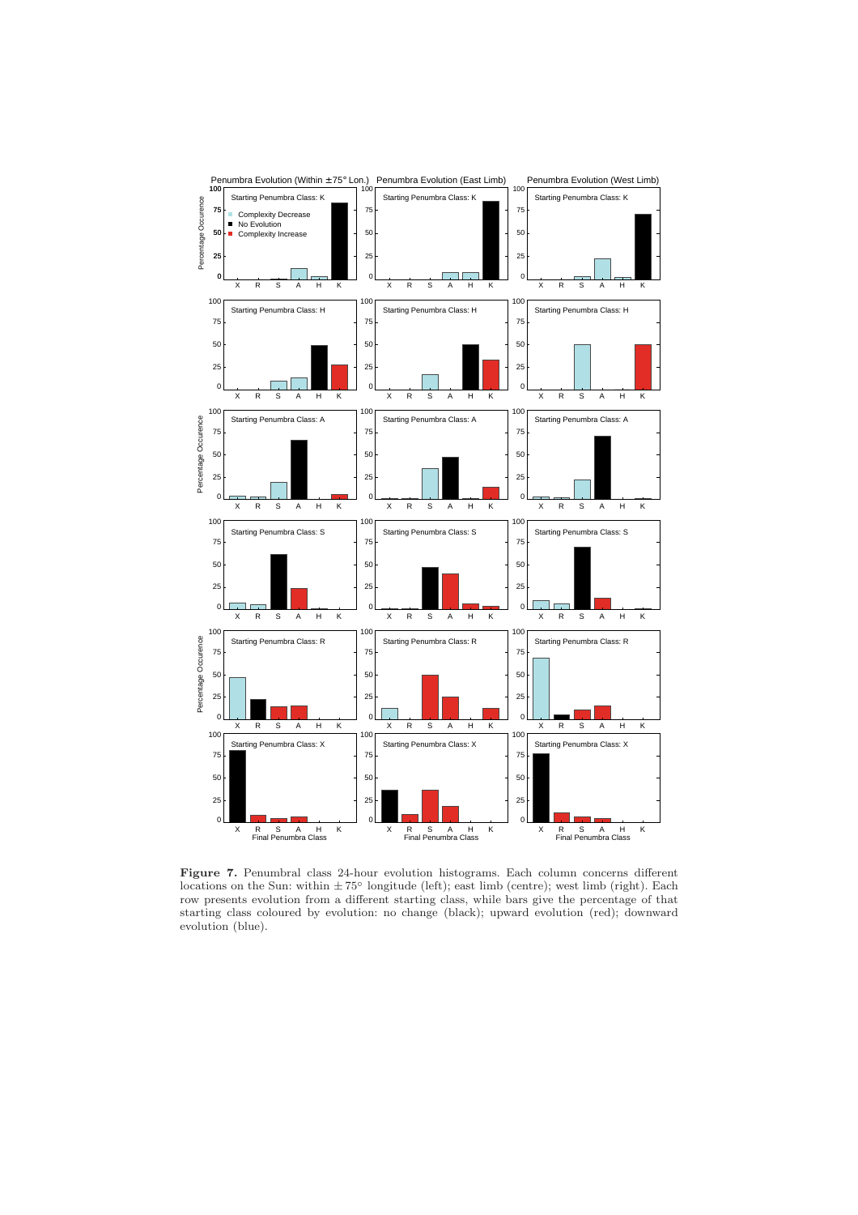**Figure 7.** Penumbral class 24-hour evolution histograms. Each column concerns different locations on the Sun: within $\pm 75°$ longitude (left); east limb (centre); west limb (right). Each row presents evolution from a different starting class, while bars give the percentage of that starting class coloured by evolution: no change (black); upward evolution (red); downward evolution (blue).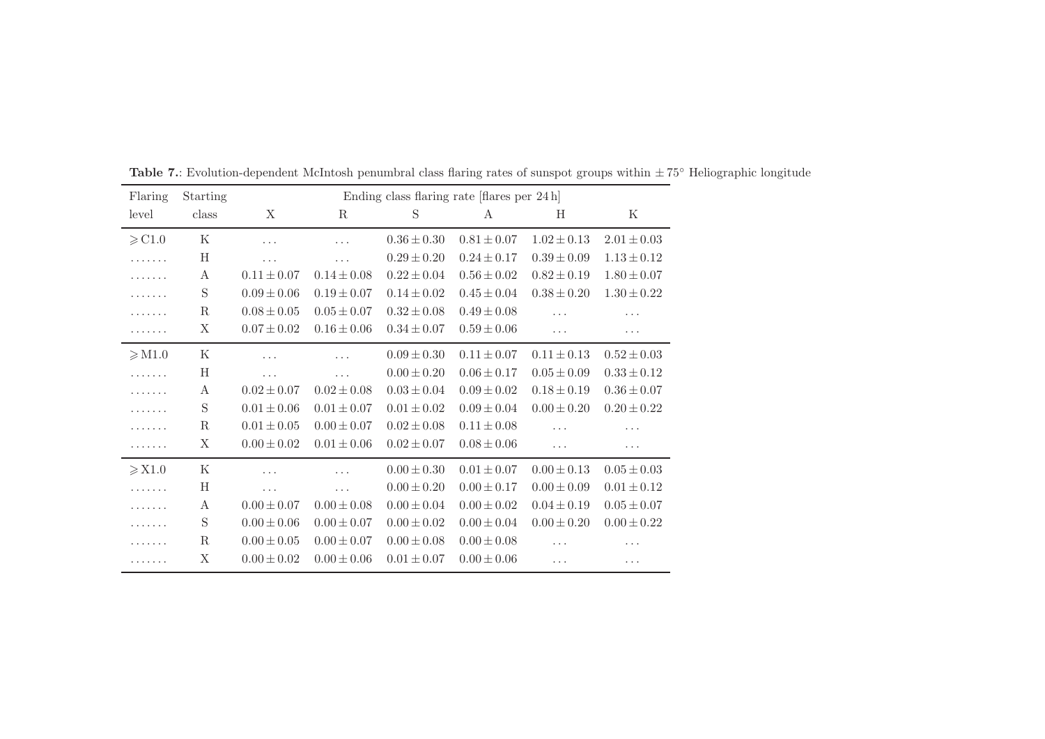**Table 7.**: Evolution-dependent McIntosh penumbral class flaring rates of sunspot groups within $\pm\,75^\circ$ Heliographic longitude

| Flaring level | Starting class | Ending class flaring rate [flares per 24 h] | | | | | |
|---|---|---|---|---|---|---|---|
| | | X | R | S | A | H | K |
| $\geqslant$ C1.0 | K | ... | ... | $0.36 \pm 0.30$ | $0.81 \pm 0.07$ | $1.02 \pm 0.13$ | $2.01 \pm 0.03$ |
| ....... | H | ... | ... | $0.29 \pm 0.20$ | $0.24 \pm 0.17$ | $0.39 \pm 0.09$ | $1.13 \pm 0.12$ |
| ....... | A | $0.11 \pm 0.07$ | $0.14 \pm 0.08$ | $0.22 \pm 0.04$ | $0.56 \pm 0.02$ | $0.82 \pm 0.19$ | $1.80 \pm 0.07$ |
| ....... | S | $0.09 \pm 0.06$ | $0.19 \pm 0.07$ | $0.14 \pm 0.02$ | $0.45 \pm 0.04$ | $0.38 \pm 0.20$ | $1.30 \pm 0.22$ |
| ....... | R | $0.08 \pm 0.05$ | $0.05 \pm 0.07$ | $0.32 \pm 0.08$ | $0.49 \pm 0.08$ | ... | ... |
| ....... | X | $0.07 \pm 0.02$ | $0.16 \pm 0.06$ | $0.34 \pm 0.07$ | $0.59 \pm 0.06$ | ... | ... |
| $\geqslant$ M1.0 | K | ... | ... | $0.09 \pm 0.30$ | $0.11 \pm 0.07$ | $0.11 \pm 0.13$ | $0.52 \pm 0.03$ |
| ....... | H | ... | ... | $0.00 \pm 0.20$ | $0.06 \pm 0.17$ | $0.05 \pm 0.09$ | $0.33 \pm 0.12$ |
| ....... | A | $0.02 \pm 0.07$ | $0.02 \pm 0.08$ | $0.03 \pm 0.04$ | $0.09 \pm 0.02$ | $0.18 \pm 0.19$ | $0.36 \pm 0.07$ |
| ....... | S | $0.01 \pm 0.06$ | $0.01 \pm 0.07$ | $0.01 \pm 0.02$ | $0.09 \pm 0.04$ | $0.00 \pm 0.20$ | $0.20 \pm 0.22$ |
| ....... | R | $0.01 \pm 0.05$ | $0.00 \pm 0.07$ | $0.02 \pm 0.08$ | $0.11 \pm 0.08$ | ... | ... |
| ....... | X | $0.00 \pm 0.02$ | $0.01 \pm 0.06$ | $0.02 \pm 0.07$ | $0.08 \pm 0.06$ | ... | ... |
| $\geqslant$ X1.0 | K | ... | ... | $0.00 \pm 0.30$ | $0.01 \pm 0.07$ | $0.00 \pm 0.13$ | $0.05 \pm 0.03$ |
| ....... | H | ... | ... | $0.00 \pm 0.20$ | $0.00 \pm 0.17$ | $0.00 \pm 0.09$ | $0.01 \pm 0.12$ |
| ....... | A | $0.00 \pm 0.07$ | $0.00 \pm 0.08$ | $0.00 \pm 0.04$ | $0.00 \pm 0.02$ | $0.04 \pm 0.19$ | $0.05 \pm 0.07$ |
| ....... | S | $0.00 \pm 0.06$ | $0.00 \pm 0.07$ | $0.00 \pm 0.02$ | $0.00 \pm 0.04$ | $0.00 \pm 0.20$ | $0.00 \pm 0.22$ |
| ....... | R | $0.00 \pm 0.05$ | $0.00 \pm 0.07$ | $0.00 \pm 0.08$ | $0.00 \pm 0.08$ | ... | ... |
| ....... | X | $0.00 \pm 0.02$ | $0.00 \pm 0.06$ | $0.01 \pm 0.07$ | $0.00 \pm 0.06$ | ... | ... |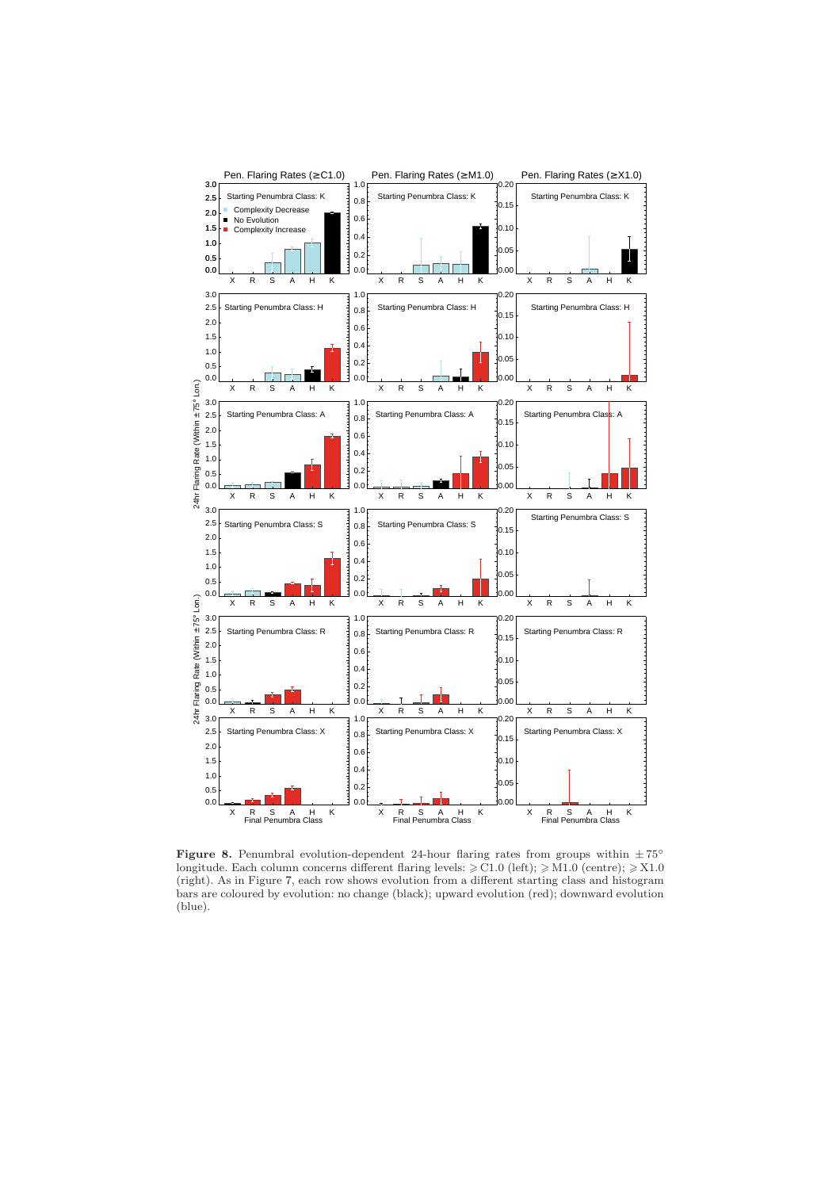**Figure 8.** Penumbral evolution-dependent 24-hour flaring rates from groups within $\pm 75°$ longitude. Each column concerns different flaring levels: $\geqslant$C1.0 (left); $\geqslant$M1.0 (centre); $\geqslant$X1.0 (right). As in Figure 7, each row shows evolution from a different starting class and histogram bars are coloured by evolution: no change (black); upward evolution (red); downward evolution (blue).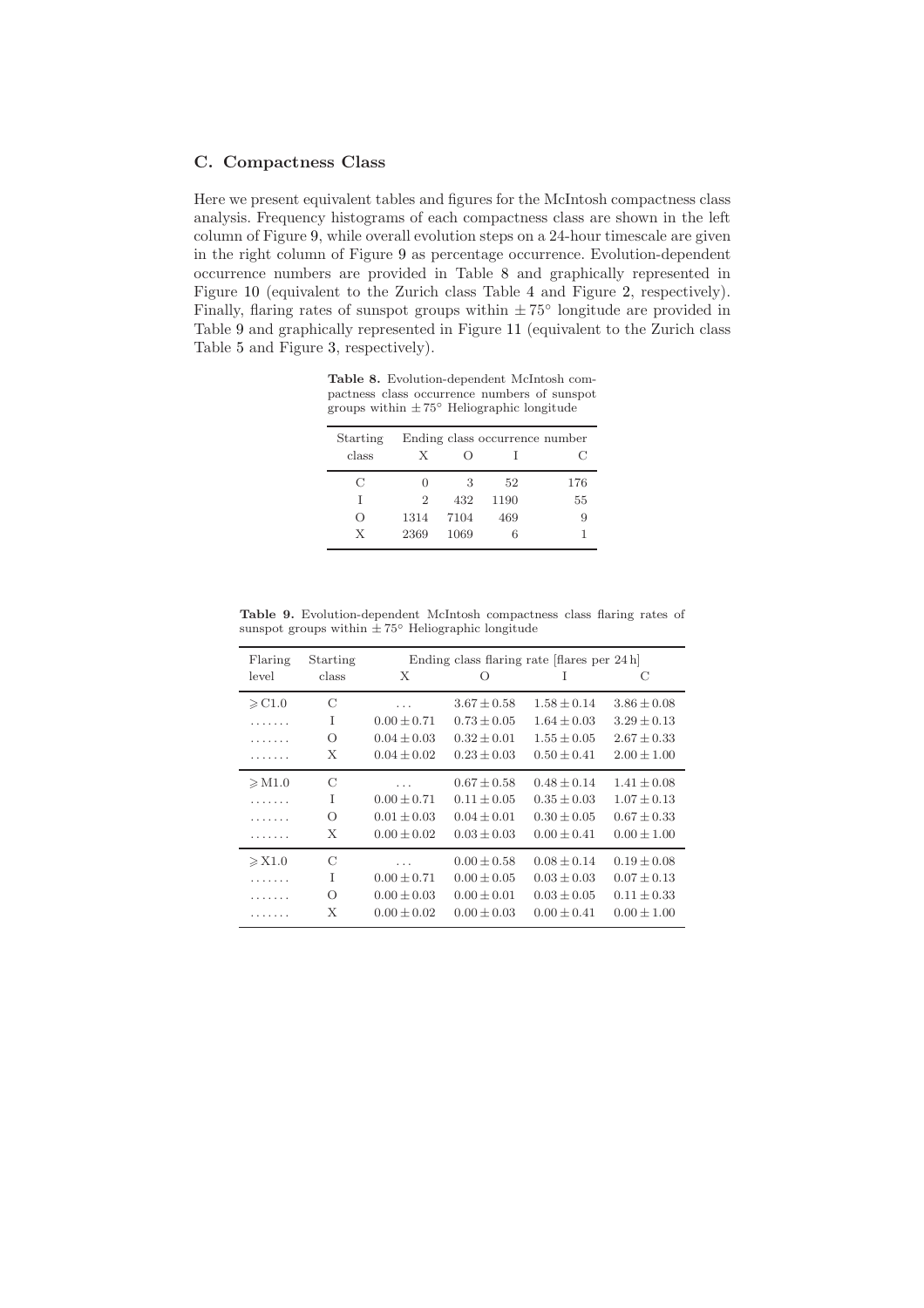## C. Compactness Class

Here we present equivalent tables and figures for the McIntosh compactness class analysis. Frequency histograms of each compactness class are shown in the left column of Figure 9, while overall evolution steps on a 24-hour timescale are given in the right column of Figure 9 as percentage occurrence. Evolution-dependent occurrence numbers are provided in Table 8 and graphically represented in Figure 10 (equivalent to the Zurich class Table 4 and Figure 2, respectively). Finally, flaring rates of sunspot groups within $\pm 75°$ longitude are provided in Table 9 and graphically represented in Figure 11 (equivalent to the Zurich class Table 5 and Figure 3, respectively).

**Table 8.** Evolution-dependent McIntosh compactness class occurrence numbers of sunspot groups within $\pm 75°$ Heliographic longitude

| Starting class | Ending class occurrence number | | | |
|---|---|---|---|---|
| | X | O | I | C |
| C | 0 | 3 | 52 | 176 |
| I | 2 | 432 | 1190 | 55 |
| O | 1314 | 7104 | 469 | 9 |
| X | 2369 | 1069 | 6 | 1 |

**Table 9.** Evolution-dependent McIntosh compactness class flaring rates of sunspot groups within $\pm 75°$ Heliographic longitude

| Flaring level | Starting class | Ending class flaring rate [flares per 24 h] | | | |
|---|---|---|---|---|---|
| | | X | O | I | C |
| $\geqslant$ C1.0 | C | ... | $3.67 \pm 0.58$ | $1.58 \pm 0.14$ | $3.86 \pm 0.08$ |
| ....... | I | $0.00 \pm 0.71$ | $0.73 \pm 0.05$ | $1.64 \pm 0.03$ | $3.29 \pm 0.13$ |
| ....... | O | $0.04 \pm 0.03$ | $0.32 \pm 0.01$ | $1.55 \pm 0.05$ | $2.67 \pm 0.33$ |
| ....... | X | $0.04 \pm 0.02$ | $0.23 \pm 0.03$ | $0.50 \pm 0.41$ | $2.00 \pm 1.00$ |
| $\geqslant$ M1.0 | C | ... | $0.67 \pm 0.58$ | $0.48 \pm 0.14$ | $1.41 \pm 0.08$ |
| ....... | I | $0.00 \pm 0.71$ | $0.11 \pm 0.05$ | $0.35 \pm 0.03$ | $1.07 \pm 0.13$ |
| ....... | O | $0.01 \pm 0.03$ | $0.04 \pm 0.01$ | $0.30 \pm 0.05$ | $0.67 \pm 0.33$ |
| ....... | X | $0.00 \pm 0.02$ | $0.03 \pm 0.03$ | $0.00 \pm 0.41$ | $0.00 \pm 1.00$ |
| $\geqslant$ X1.0 | C | ... | $0.00 \pm 0.58$ | $0.08 \pm 0.14$ | $0.19 \pm 0.08$ |
| ....... | I | $0.00 \pm 0.71$ | $0.00 \pm 0.05$ | $0.03 \pm 0.03$ | $0.07 \pm 0.13$ |
| ....... | O | $0.00 \pm 0.03$ | $0.00 \pm 0.01$ | $0.03 \pm 0.05$ | $0.11 \pm 0.33$ |
| ....... | X | $0.00 \pm 0.02$ | $0.00 \pm 0.03$ | $0.00 \pm 0.41$ | $0.00 \pm 1.00$ |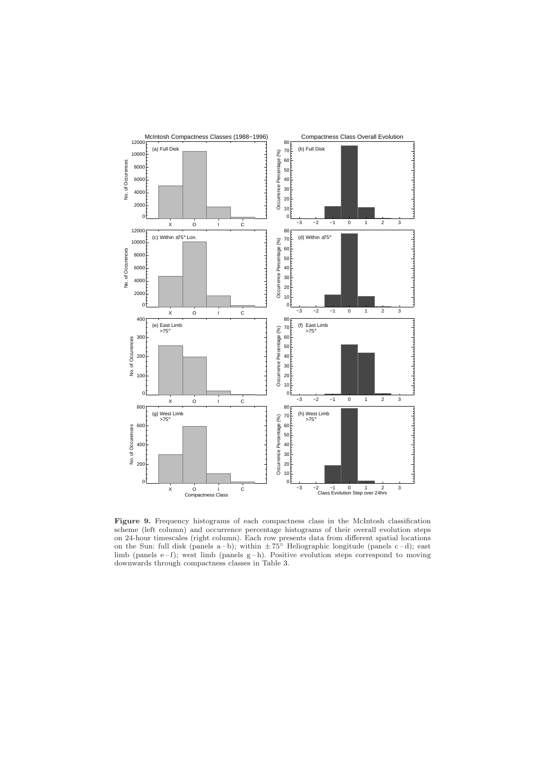**Figure 9.** Frequency histograms of each compactness class in the McIntosh classification scheme (left column) and occurrence percentage histograms of their overall evolution steps on 24-hour timescales (right column). Each row presents data from different spatial locations on the Sun: full disk (panels a – b); within $\pm 75^{\circ}$ Heliographic longitude (panels c – d); east limb (panels e – f); west limb (panels g – h). Positive evolution steps correspond to moving downwards through compactness classes in Table 3.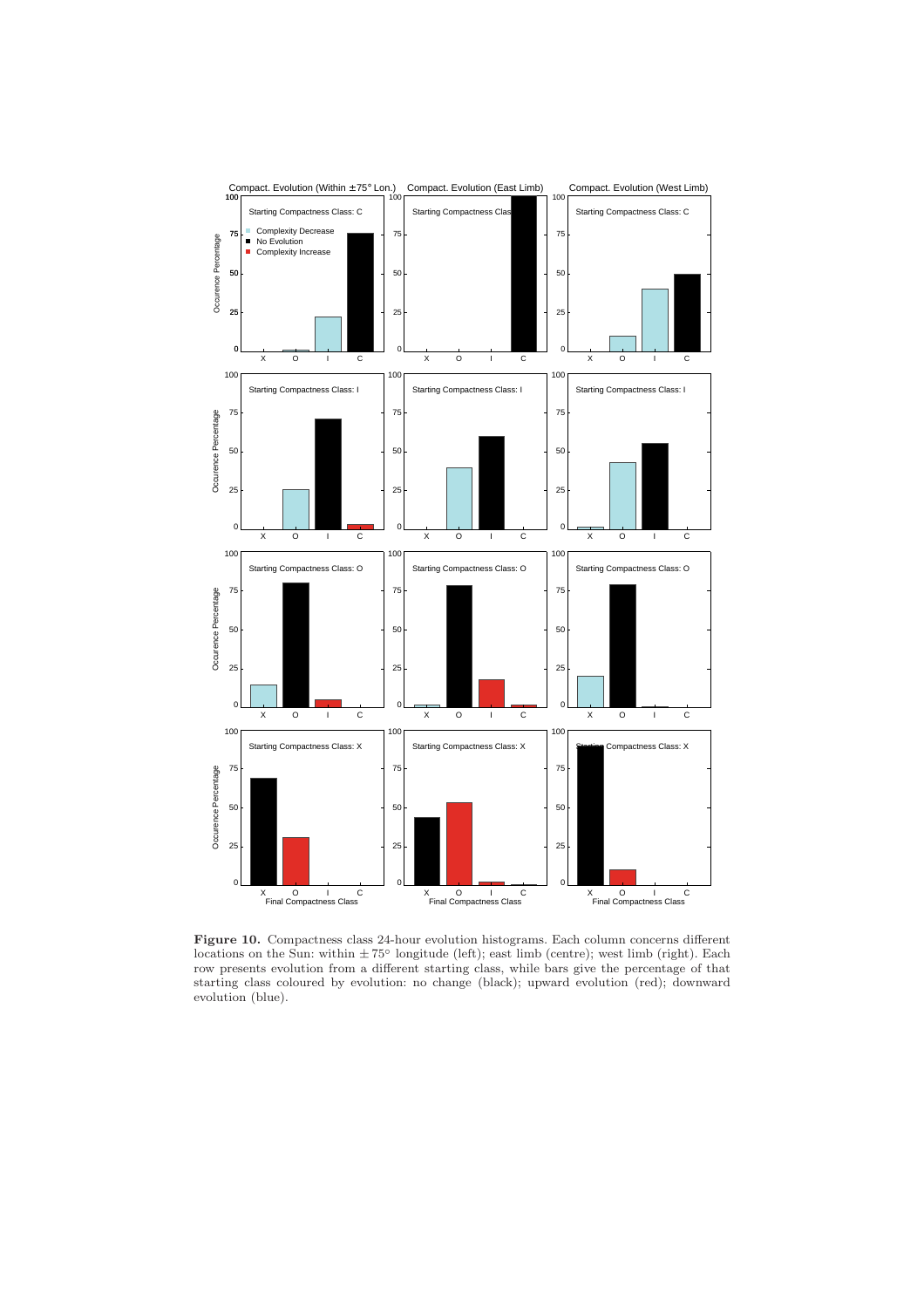**Figure 10.** Compactness class 24-hour evolution histograms. Each column concerns different locations on the Sun: within $\pm75°$ longitude (left); east limb (centre); west limb (right). Each row presents evolution from a different starting class, while bars give the percentage of that starting class coloured by evolution: no change (black); upward evolution (red); downward evolution (blue).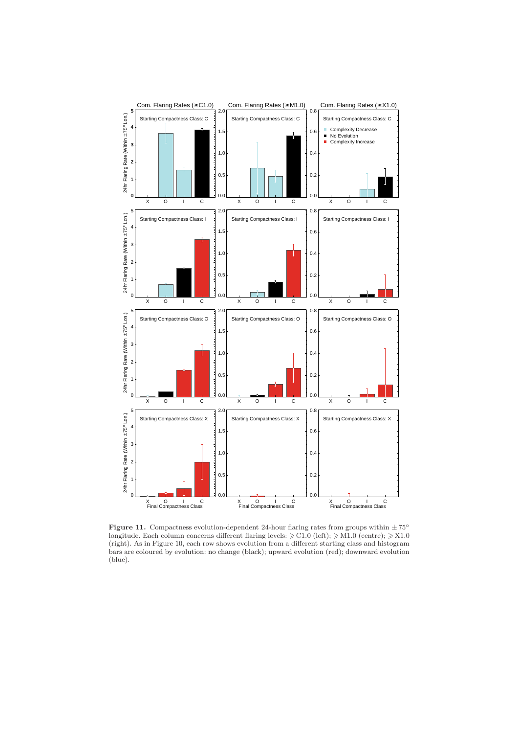**Figure 11.** Compactness evolution-dependent 24-hour flaring rates from groups within $\pm 75°$ longitude. Each column concerns different flaring levels: $\geqslant$ C1.0 (left); $\geqslant$ M1.0 (centre); $\geqslant$ X1.0 (right). As in Figure 10, each row shows evolution from a different starting class and histogram bars are coloured by evolution: no change (black); upward evolution (red); downward evolution (blue).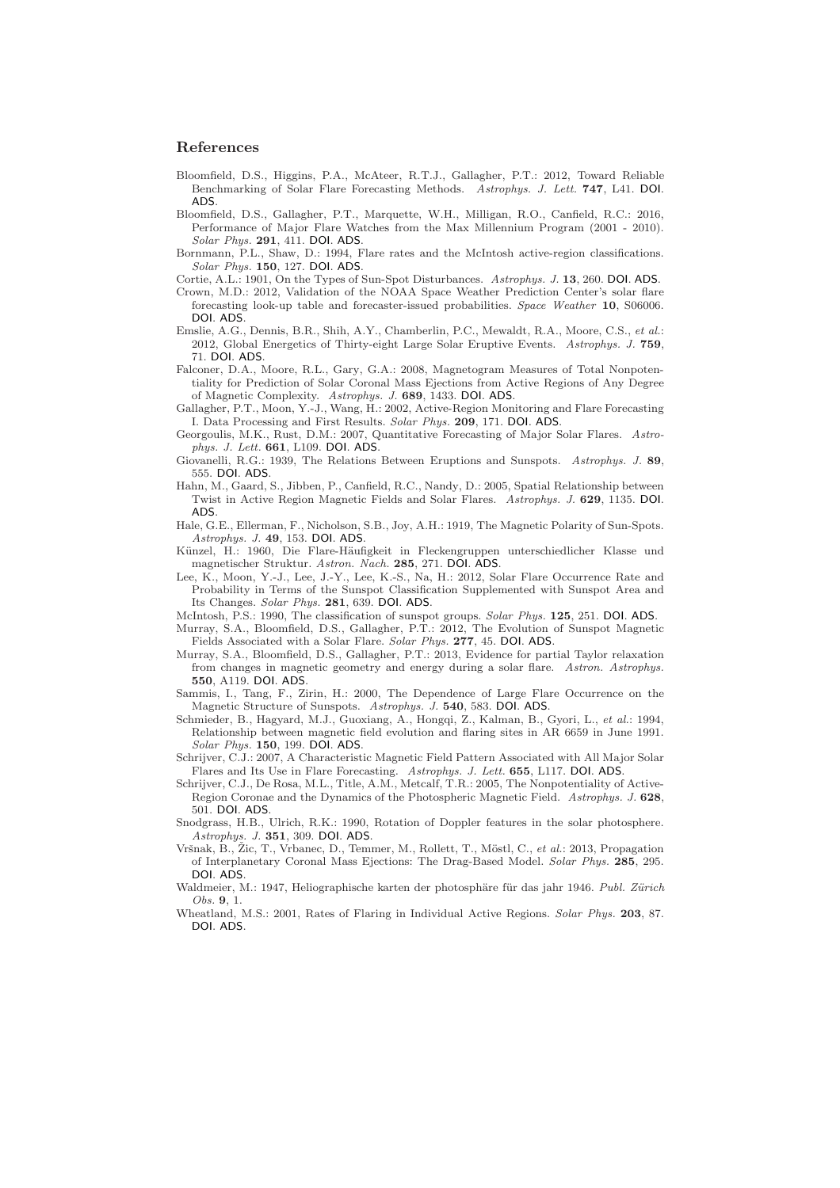## References

Bloomfield, D.S., Higgins, P.A., McAteer, R.T.J., Gallagher, P.T.: 2012, Toward Reliable Benchmarking of Solar Flare Forecasting Methods. *Astrophys. J. Lett.* **747**, L41. DOI. ADS.

Bloomfield, D.S., Gallagher, P.T., Marquette, W.H., Milligan, R.O., Canfield, R.C.: 2016, Performance of Major Flare Watches from the Max Millennium Program (2001 - 2010). *Solar Phys.* **291**, 411. DOI. ADS.

Bornmann, P.L., Shaw, D.: 1994, Flare rates and the McIntosh active-region classifications. *Solar Phys.* **150**, 127. DOI. ADS.

Cortie, A.L.: 1901, On the Types of Sun-Spot Disturbances. *Astrophys. J.* **13**, 260. DOI. ADS.

Crown, M.D.: 2012, Validation of the NOAA Space Weather Prediction Center's solar flare forecasting look-up table and forecaster-issued probabilities. *Space Weather* **10**, S06006. DOI. ADS.

Emslie, A.G., Dennis, B.R., Shih, A.Y., Chamberlin, P.C., Mewaldt, R.A., Moore, C.S., *et al.*: 2012, Global Energetics of Thirty-eight Large Solar Eruptive Events. *Astrophys. J.* **759**, 71. DOI. ADS.

Falconer, D.A., Moore, R.L., Gary, G.A.: 2008, Magnetogram Measures of Total Nonpotentiality for Prediction of Solar Coronal Mass Ejections from Active Regions of Any Degree of Magnetic Complexity. *Astrophys. J.* **689**, 1433. DOI. ADS.

Gallagher, P.T., Moon, Y.-J., Wang, H.: 2002, Active-Region Monitoring and Flare Forecasting I. Data Processing and First Results. *Solar Phys.* **209**, 171. DOI. ADS.

Georgoulis, M.K., Rust, D.M.: 2007, Quantitative Forecasting of Major Solar Flares. *Astrophys. J. Lett.* **661**, L109. DOI. ADS.

Giovanelli, R.G.: 1939, The Relations Between Eruptions and Sunspots. *Astrophys. J.* **89**, 555. DOI. ADS.

Hahn, M., Gaard, S., Jibben, P., Canfield, R.C., Nandy, D.: 2005, Spatial Relationship between Twist in Active Region Magnetic Fields and Solar Flares. *Astrophys. J.* **629**, 1135. DOI. ADS.

Hale, G.E., Ellerman, F., Nicholson, S.B., Joy, A.H.: 1919, The Magnetic Polarity of Sun-Spots. *Astrophys. J.* **49**, 153. DOI. ADS.

Künzel, H.: 1960, Die Flare-Häufigkeit in Fleckengruppen unterschiedlicher Klasse und magnetischer Struktur. *Astron. Nach.* **285**, 271. DOI. ADS.

Lee, K., Moon, Y.-J., Lee, J.-Y., Lee, K.-S., Na, H.: 2012, Solar Flare Occurrence Rate and Probability in Terms of the Sunspot Classification Supplemented with Sunspot Area and Its Changes. *Solar Phys.* **281**, 639. DOI. ADS.

McIntosh, P.S.: 1990, The classification of sunspot groups. *Solar Phys.* **125**, 251. DOI. ADS.

Murray, S.A., Bloomfield, D.S., Gallagher, P.T.: 2012, The Evolution of Sunspot Magnetic Fields Associated with a Solar Flare. *Solar Phys.* **277**, 45. DOI. ADS.

Murray, S.A., Bloomfield, D.S., Gallagher, P.T.: 2013, Evidence for partial Taylor relaxation from changes in magnetic geometry and energy during a solar flare. *Astron. Astrophys.* **550**, A119. DOI. ADS.

Sammis, I., Tang, F., Zirin, H.: 2000, The Dependence of Large Flare Occurrence on the Magnetic Structure of Sunspots. *Astrophys. J.* **540**, 583. DOI. ADS.

Schmieder, B., Hagyard, M.J., Guoxiang, A., Hongqi, Z., Kalman, B., Gyori, L., *et al.*: 1994, Relationship between magnetic field evolution and flaring sites in AR 6659 in June 1991. *Solar Phys.* **150**, 199. DOI. ADS.

Schrijver, C.J.: 2007, A Characteristic Magnetic Field Pattern Associated with All Major Solar Flares and Its Use in Flare Forecasting. *Astrophys. J. Lett.* **655**, L117. DOI. ADS.

Schrijver, C.J., De Rosa, M.L., Title, A.M., Metcalf, T.R.: 2005, The Nonpotentiality of Active-Region Coronae and the Dynamics of the Photospheric Magnetic Field. *Astrophys. J.* **628**, 501. DOI. ADS.

Snodgrass, H.B., Ulrich, R.K.: 1990, Rotation of Doppler features in the solar photosphere. *Astrophys. J.* **351**, 309. DOI. ADS.

Vršnak, B., Žic, T., Vrbanec, D., Temmer, M., Rollett, T., Möstl, C., *et al.*: 2013, Propagation of Interplanetary Coronal Mass Ejections: The Drag-Based Model. *Solar Phys.* **285**, 295. DOI. ADS.

Waldmeier, M.: 1947, Heliographische karten der photosphäre für das jahr 1946. *Publ. Zürich Obs.* **9**, 1.

Wheatland, M.S.: 2001, Rates of Flaring in Individual Active Regions. *Solar Phys.* **203**, 87. DOI. ADS.